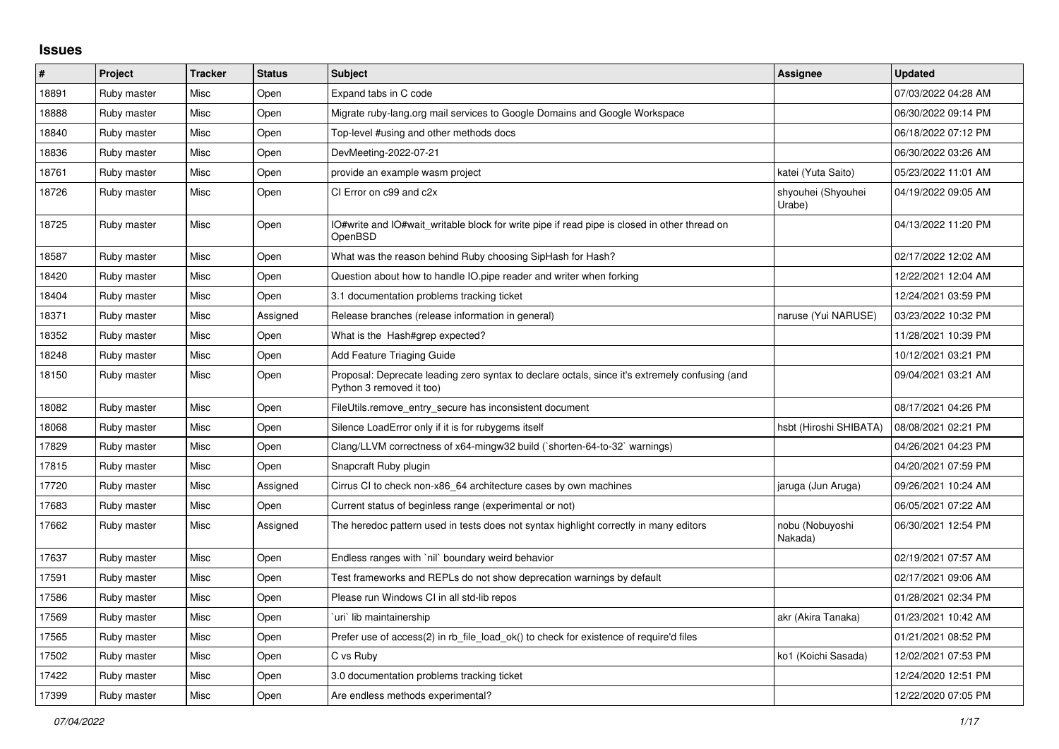## Issues

| # | Project | Tracker | Status | Subject | Assignee | Updated |
| --- | --- | --- | --- | --- | --- | --- |
| 18891 | Ruby master | Misc | Open | Expand tabs in C code | | 07/03/2022 04:28 AM |
| 18888 | Ruby master | Misc | Open | Migrate ruby-lang.org mail services to Google Domains and Google Workspace | | 06/30/2022 09:14 PM |
| 18840 | Ruby master | Misc | Open | Top-level #using and other methods docs | | 06/18/2022 07:12 PM |
| 18836 | Ruby master | Misc | Open | DevMeeting-2022-07-21 | | 06/30/2022 03:26 AM |
| 18761 | Ruby master | Misc | Open | provide an example wasm project | katei (Yuta Saito) | 05/23/2022 11:01 AM |
| 18726 | Ruby master | Misc | Open | CI Error on c99 and c2x | shyouhei (Shyouhei Urabe) | 04/19/2022 09:05 AM |
| 18725 | Ruby master | Misc | Open | IO#write and IO#wait_writable block for write pipe if read pipe is closed in other thread on OpenBSD | | 04/13/2022 11:20 PM |
| 18587 | Ruby master | Misc | Open | What was the reason behind Ruby choosing SipHash for Hash? | | 02/17/2022 12:02 AM |
| 18420 | Ruby master | Misc | Open | Question about how to handle IO.pipe reader and writer when forking | | 12/22/2021 12:04 AM |
| 18404 | Ruby master | Misc | Open | 3.1 documentation problems tracking ticket | | 12/24/2021 03:59 PM |
| 18371 | Ruby master | Misc | Assigned | Release branches (release information in general) | naruse (Yui NARUSE) | 03/23/2022 10:32 PM |
| 18352 | Ruby master | Misc | Open | What is the Hash#grep expected? | | 11/28/2021 10:39 PM |
| 18248 | Ruby master | Misc | Open | Add Feature Triaging Guide | | 10/12/2021 03:21 PM |
| 18150 | Ruby master | Misc | Open | Proposal: Deprecate leading zero syntax to declare octals, since it's extremely confusing (and Python 3 removed it too) | | 09/04/2021 03:21 AM |
| 18082 | Ruby master | Misc | Open | FileUtils.remove_entry_secure has inconsistent document | | 08/17/2021 04:26 PM |
| 18068 | Ruby master | Misc | Open | Silence LoadError only if it is for rubygems itself | hsbt (Hiroshi SHIBATA) | 08/08/2021 02:21 PM |
| 17829 | Ruby master | Misc | Open | Clang/LLVM correctness of x64-mingw32 build (`shorten-64-to-32` warnings) | | 04/26/2021 04:23 PM |
| 17815 | Ruby master | Misc | Open | Snapcraft Ruby plugin | | 04/20/2021 07:59 PM |
| 17720 | Ruby master | Misc | Assigned | Cirrus CI to check non-x86_64 architecture cases by own machines | jaruga (Jun Aruga) | 09/26/2021 10:24 AM |
| 17683 | Ruby master | Misc | Open | Current status of beginless range (experimental or not) | | 06/05/2021 07:22 AM |
| 17662 | Ruby master | Misc | Assigned | The heredoc pattern used in tests does not syntax highlight correctly in many editors | nobu (Nobuyoshi Nakada) | 06/30/2021 12:54 PM |
| 17637 | Ruby master | Misc | Open | Endless ranges with `nil` boundary weird behavior | | 02/19/2021 07:57 AM |
| 17591 | Ruby master | Misc | Open | Test frameworks and REPLs do not show deprecation warnings by default | | 02/17/2021 09:06 AM |
| 17586 | Ruby master | Misc | Open | Please run Windows CI in all std-lib repos | | 01/28/2021 02:34 PM |
| 17569 | Ruby master | Misc | Open | `uri` lib maintainership | akr (Akira Tanaka) | 01/23/2021 10:42 AM |
| 17565 | Ruby master | Misc | Open | Prefer use of access(2) in rb_file_load_ok() to check for existence of require'd files | | 01/21/2021 08:52 PM |
| 17502 | Ruby master | Misc | Open | C vs Ruby | ko1 (Koichi Sasada) | 12/02/2021 07:53 PM |
| 17422 | Ruby master | Misc | Open | 3.0 documentation problems tracking ticket | | 12/24/2020 12:51 PM |
| 17399 | Ruby master | Misc | Open | Are endless methods experimental? | | 12/22/2020 07:05 PM |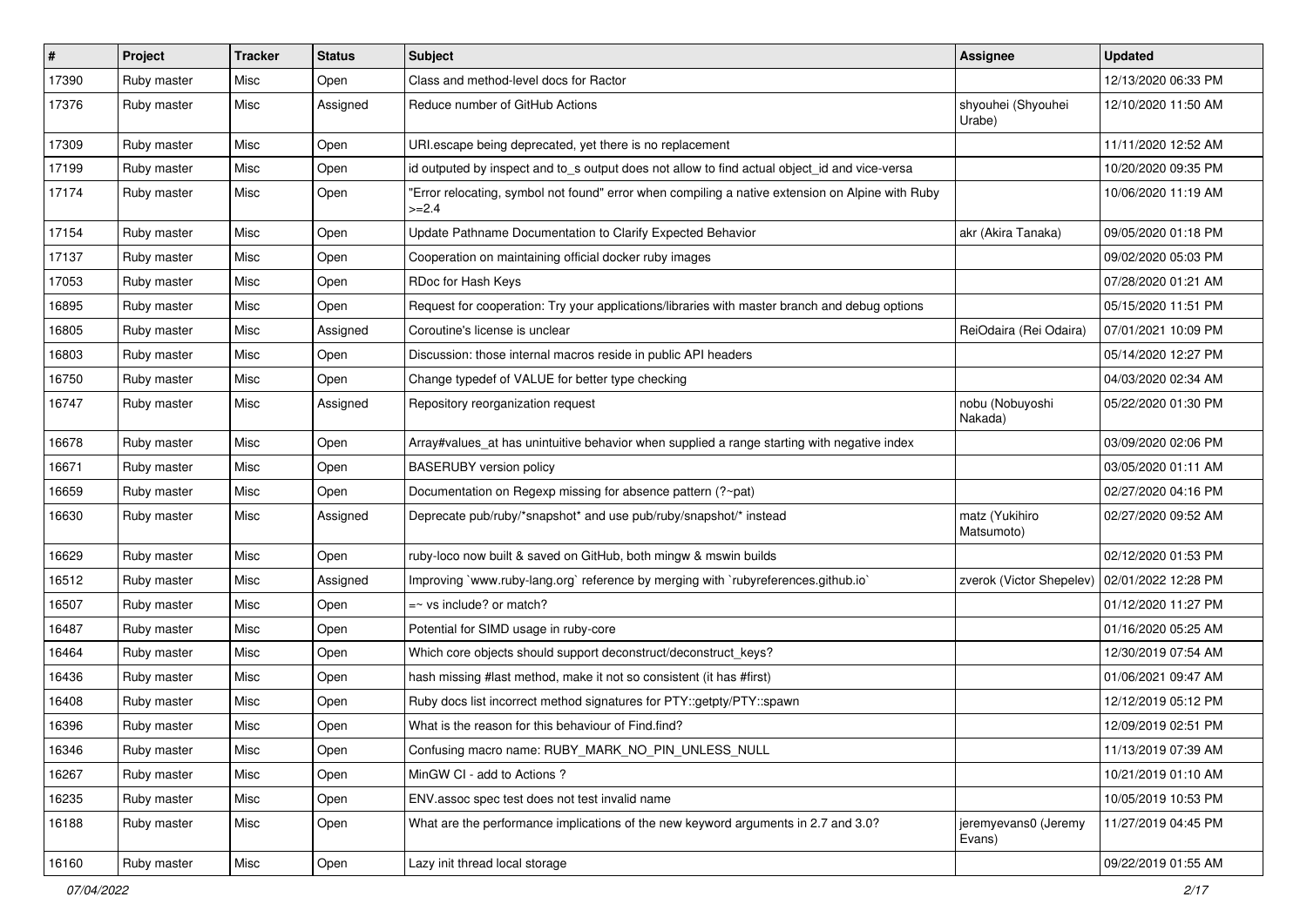| # | Project | Tracker | Status | Subject | Assignee | Updated |
|---|---|---|---|---|---|---|
| 17390 | Ruby master | Misc | Open | Class and method-level docs for Ractor | | 12/13/2020 06:33 PM |
| 17376 | Ruby master | Misc | Assigned | Reduce number of GitHub Actions | shyouhei (Shyouhei Urabe) | 12/10/2020 11:50 AM |
| 17309 | Ruby master | Misc | Open | URI.escape being deprecated, yet there is no replacement | | 11/11/2020 12:52 AM |
| 17199 | Ruby master | Misc | Open | id outputed by inspect and to_s output does not allow to find actual object_id and vice-versa | | 10/20/2020 09:35 PM |
| 17174 | Ruby master | Misc | Open | "Error relocating, symbol not found" error when compiling a native extension on Alpine with Ruby >=2.4 | | 10/06/2020 11:19 AM |
| 17154 | Ruby master | Misc | Open | Update Pathname Documentation to Clarify Expected Behavior | akr (Akira Tanaka) | 09/05/2020 01:18 PM |
| 17137 | Ruby master | Misc | Open | Cooperation on maintaining official docker ruby images | | 09/02/2020 05:03 PM |
| 17053 | Ruby master | Misc | Open | RDoc for Hash Keys | | 07/28/2020 01:21 AM |
| 16895 | Ruby master | Misc | Open | Request for cooperation: Try your applications/libraries with master branch and debug options | | 05/15/2020 11:51 PM |
| 16805 | Ruby master | Misc | Assigned | Coroutine's license is unclear | ReiOdaira (Rei Odaira) | 07/01/2021 10:09 PM |
| 16803 | Ruby master | Misc | Open | Discussion: those internal macros reside in public API headers | | 05/14/2020 12:27 PM |
| 16750 | Ruby master | Misc | Open | Change typedef of VALUE for better type checking | | 04/03/2020 02:34 AM |
| 16747 | Ruby master | Misc | Assigned | Repository reorganization request | nobu (Nobuyoshi Nakada) | 05/22/2020 01:30 PM |
| 16678 | Ruby master | Misc | Open | Array#values_at has unintuitive behavior when supplied a range starting with negative index | | 03/09/2020 02:06 PM |
| 16671 | Ruby master | Misc | Open | BASERUBY version policy | | 03/05/2020 01:11 AM |
| 16659 | Ruby master | Misc | Open | Documentation on Regexp missing for absence pattern (?~pat) | | 02/27/2020 04:16 PM |
| 16630 | Ruby master | Misc | Assigned | Deprecate pub/ruby/*snapshot* and use pub/ruby/snapshot/* instead | matz (Yukihiro Matsumoto) | 02/27/2020 09:52 AM |
| 16629 | Ruby master | Misc | Open | ruby-loco now built & saved on GitHub, both mingw & mswin builds | | 02/12/2020 01:53 PM |
| 16512 | Ruby master | Misc | Assigned | Improving `www.ruby-lang.org` reference by merging with `rubyreferences.github.io` | zverok (Victor Shepelev) | 02/01/2022 12:28 PM |
| 16507 | Ruby master | Misc | Open | =~ vs include? or match? | | 01/12/2020 11:27 PM |
| 16487 | Ruby master | Misc | Open | Potential for SIMD usage in ruby-core | | 01/16/2020 05:25 AM |
| 16464 | Ruby master | Misc | Open | Which core objects should support deconstruct/deconstruct_keys? | | 12/30/2019 07:54 AM |
| 16436 | Ruby master | Misc | Open | hash missing #last method, make it not so consistent (it has #first) | | 01/06/2021 09:47 AM |
| 16408 | Ruby master | Misc | Open | Ruby docs list incorrect method signatures for PTY::getpty/PTY::spawn | | 12/12/2019 05:12 PM |
| 16396 | Ruby master | Misc | Open | What is the reason for this behaviour of Find.find? | | 12/09/2019 02:51 PM |
| 16346 | Ruby master | Misc | Open | Confusing macro name: RUBY_MARK_NO_PIN_UNLESS_NULL | | 11/13/2019 07:39 AM |
| 16267 | Ruby master | Misc | Open | MinGW CI - add to Actions ? | | 10/21/2019 01:10 AM |
| 16235 | Ruby master | Misc | Open | ENV.assoc spec test does not test invalid name | | 10/05/2019 10:53 PM |
| 16188 | Ruby master | Misc | Open | What are the performance implications of the new keyword arguments in 2.7 and 3.0? | jeremyevans0 (Jeremy Evans) | 11/27/2019 04:45 PM |
| 16160 | Ruby master | Misc | Open | Lazy init thread local storage | | 09/22/2019 01:55 AM |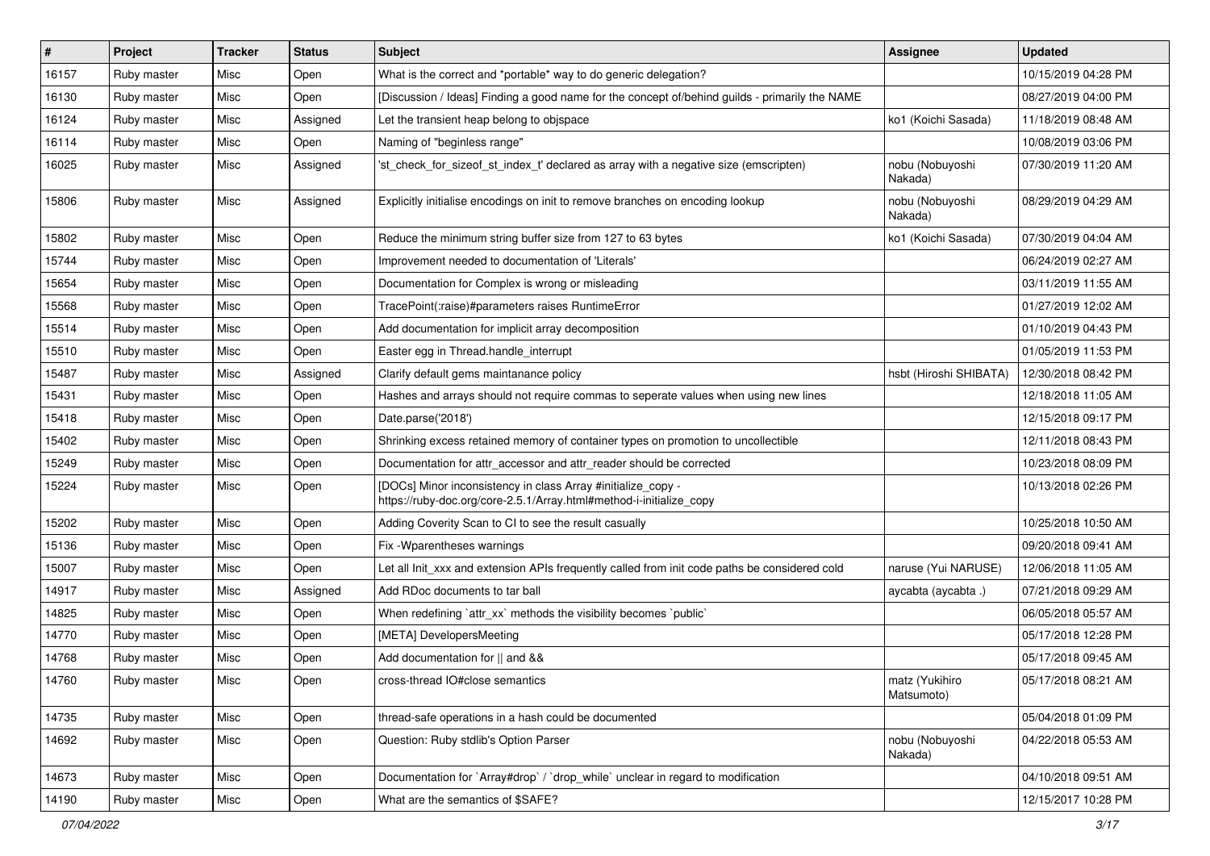| # | Project | Tracker | Status | Subject | Assignee | Updated |
| --- | --- | --- | --- | --- | --- | --- |
| 16157 | Ruby master | Misc | Open | What is the correct and *portable* way to do generic delegation? | | 10/15/2019 04:28 PM |
| 16130 | Ruby master | Misc | Open | [Discussion / Ideas] Finding a good name for the concept of/behind guilds - primarily the NAME | | 08/27/2019 04:00 PM |
| 16124 | Ruby master | Misc | Assigned | Let the transient heap belong to objspace | ko1 (Koichi Sasada) | 11/18/2019 08:48 AM |
| 16114 | Ruby master | Misc | Open | Naming of "beginless range" | | 10/08/2019 03:06 PM |
| 16025 | Ruby master | Misc | Assigned | 'st_check_for_sizeof_st_index_t' declared as array with a negative size (emscripten) | nobu (Nobuyoshi Nakada) | 07/30/2019 11:20 AM |
| 15806 | Ruby master | Misc | Assigned | Explicitly initialise encodings on init to remove branches on encoding lookup | nobu (Nobuyoshi Nakada) | 08/29/2019 04:29 AM |
| 15802 | Ruby master | Misc | Open | Reduce the minimum string buffer size from 127 to 63 bytes | ko1 (Koichi Sasada) | 07/30/2019 04:04 AM |
| 15744 | Ruby master | Misc | Open | Improvement needed to documentation of 'Literals' | | 06/24/2019 02:27 AM |
| 15654 | Ruby master | Misc | Open | Documentation for Complex is wrong or misleading | | 03/11/2019 11:55 AM |
| 15568 | Ruby master | Misc | Open | TracePoint(:raise)#parameters raises RuntimeError | | 01/27/2019 12:02 AM |
| 15514 | Ruby master | Misc | Open | Add documentation for implicit array decomposition | | 01/10/2019 04:43 PM |
| 15510 | Ruby master | Misc | Open | Easter egg in Thread.handle_interrupt | | 01/05/2019 11:53 PM |
| 15487 | Ruby master | Misc | Assigned | Clarify default gems maintanance policy | hsbt (Hiroshi SHIBATA) | 12/30/2018 08:42 PM |
| 15431 | Ruby master | Misc | Open | Hashes and arrays should not require commas to seperate values when using new lines | | 12/18/2018 11:05 AM |
| 15418 | Ruby master | Misc | Open | Date.parse('2018') | | 12/15/2018 09:17 PM |
| 15402 | Ruby master | Misc | Open | Shrinking excess retained memory of container types on promotion to uncollectible | | 12/11/2018 08:43 PM |
| 15249 | Ruby master | Misc | Open | Documentation for attr_accessor and attr_reader should be corrected | | 10/23/2018 08:09 PM |
| 15224 | Ruby master | Misc | Open | [DOCs] Minor inconsistency in class Array #initialize_copy - https://ruby-doc.org/core-2.5.1/Array.html#method-i-initialize_copy | | 10/13/2018 02:26 PM |
| 15202 | Ruby master | Misc | Open | Adding Coverity Scan to CI to see the result casually | | 10/25/2018 10:50 AM |
| 15136 | Ruby master | Misc | Open | Fix -Wparentheses warnings | | 09/20/2018 09:41 AM |
| 15007 | Ruby master | Misc | Open | Let all Init_xxx and extension APIs frequently called from init code paths be considered cold | naruse (Yui NARUSE) | 12/06/2018 11:05 AM |
| 14917 | Ruby master | Misc | Assigned | Add RDoc documents to tar ball | aycabta (aycabta .) | 07/21/2018 09:29 AM |
| 14825 | Ruby master | Misc | Open | When redefining `attr_xx` methods the visibility becomes `public` | | 06/05/2018 05:57 AM |
| 14770 | Ruby master | Misc | Open | [META] DevelopersMeeting | | 05/17/2018 12:28 PM |
| 14768 | Ruby master | Misc | Open | Add documentation for \|\| and && | | 05/17/2018 09:45 AM |
| 14760 | Ruby master | Misc | Open | cross-thread IO#close semantics | matz (Yukihiro Matsumoto) | 05/17/2018 08:21 AM |
| 14735 | Ruby master | Misc | Open | thread-safe operations in a hash could be documented | | 05/04/2018 01:09 PM |
| 14692 | Ruby master | Misc | Open | Question: Ruby stdlib's Option Parser | nobu (Nobuyoshi Nakada) | 04/22/2018 05:53 AM |
| 14673 | Ruby master | Misc | Open | Documentation for `Array#drop` / `drop_while` unclear in regard to modification | | 04/10/2018 09:51 AM |
| 14190 | Ruby master | Misc | Open | What are the semantics of $SAFE? | | 12/15/2017 10:28 PM |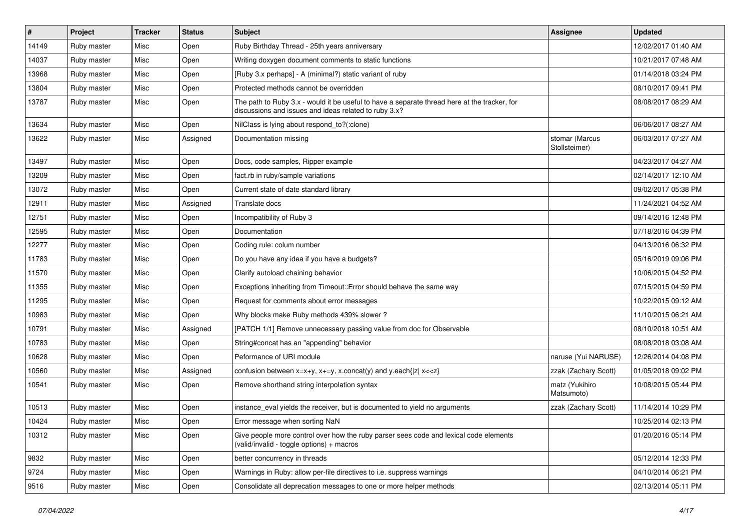| # | Project | Tracker | Status | Subject | Assignee | Updated |
|---|---|---|---|---|---|---|
| 14149 | Ruby master | Misc | Open | Ruby Birthday Thread - 25th years anniversary | | 12/02/2017 01:40 AM |
| 14037 | Ruby master | Misc | Open | Writing doxygen document comments to static functions | | 10/21/2017 07:48 AM |
| 13968 | Ruby master | Misc | Open | [Ruby 3.x perhaps] - A (minimal?) static variant of ruby | | 01/14/2018 03:24 PM |
| 13804 | Ruby master | Misc | Open | Protected methods cannot be overridden | | 08/10/2017 09:41 PM |
| 13787 | Ruby master | Misc | Open | The path to Ruby 3.x - would it be useful to have a separate thread here at the tracker, for discussions and issues and ideas related to ruby 3.x? | | 08/08/2017 08:29 AM |
| 13634 | Ruby master | Misc | Open | NilClass is lying about respond_to?(:clone) | | 06/06/2017 08:27 AM |
| 13622 | Ruby master | Misc | Assigned | Documentation missing | stomar (Marcus Stollsteimer) | 06/03/2017 07:27 AM |
| 13497 | Ruby master | Misc | Open | Docs, code samples, Ripper example | | 04/23/2017 04:27 AM |
| 13209 | Ruby master | Misc | Open | fact.rb in ruby/sample variations | | 02/14/2017 12:10 AM |
| 13072 | Ruby master | Misc | Open | Current state of date standard library | | 09/02/2017 05:38 PM |
| 12911 | Ruby master | Misc | Assigned | Translate docs | | 11/24/2021 04:52 AM |
| 12751 | Ruby master | Misc | Open | Incompatibility of Ruby 3 | | 09/14/2016 12:48 PM |
| 12595 | Ruby master | Misc | Open | Documentation | | 07/18/2016 04:39 PM |
| 12277 | Ruby master | Misc | Open | Coding rule: colum number | | 04/13/2016 06:32 PM |
| 11783 | Ruby master | Misc | Open | Do you have any idea if you have a budgets? | | 05/16/2019 09:06 PM |
| 11570 | Ruby master | Misc | Open | Clarify autoload chaining behavior | | 10/06/2015 04:52 PM |
| 11355 | Ruby master | Misc | Open | Exceptions inheriting from Timeout::Error should behave the same way | | 07/15/2015 04:59 PM |
| 11295 | Ruby master | Misc | Open | Request for comments about error messages | | 10/22/2015 09:12 AM |
| 10983 | Ruby master | Misc | Open | Why blocks make Ruby methods 439% slower ? | | 11/10/2015 06:21 AM |
| 10791 | Ruby master | Misc | Assigned | [PATCH 1/1] Remove unnecessary passing value from doc for Observable | | 08/10/2018 10:51 AM |
| 10783 | Ruby master | Misc | Open | String#concat has an "appending" behavior | | 08/08/2018 03:08 AM |
| 10628 | Ruby master | Misc | Open | Peformance of URI module | naruse (Yui NARUSE) | 12/26/2014 04:08 PM |
| 10560 | Ruby master | Misc | Assigned | confusion between x=x+y, x+=y, x.concat(y) and y.each{\|z\| x<<z} | zzak (Zachary Scott) | 01/05/2018 09:02 PM |
| 10541 | Ruby master | Misc | Open | Remove shorthand string interpolation syntax | matz (Yukihiro Matsumoto) | 10/08/2015 05:44 PM |
| 10513 | Ruby master | Misc | Open | instance_eval yields the receiver, but is documented to yield no arguments | zzak (Zachary Scott) | 11/14/2014 10:29 PM |
| 10424 | Ruby master | Misc | Open | Error message when sorting NaN | | 10/25/2014 02:13 PM |
| 10312 | Ruby master | Misc | Open | Give people more control over how the ruby parser sees code and lexical code elements (valid/invalid - toggle options) + macros | | 01/20/2016 05:14 PM |
| 9832 | Ruby master | Misc | Open | better concurrency in threads | | 05/12/2014 12:33 PM |
| 9724 | Ruby master | Misc | Open | Warnings in Ruby: allow per-file directives to i.e. suppress warnings | | 04/10/2014 06:21 PM |
| 9516 | Ruby master | Misc | Open | Consolidate all deprecation messages to one or more helper methods | | 02/13/2014 05:11 PM |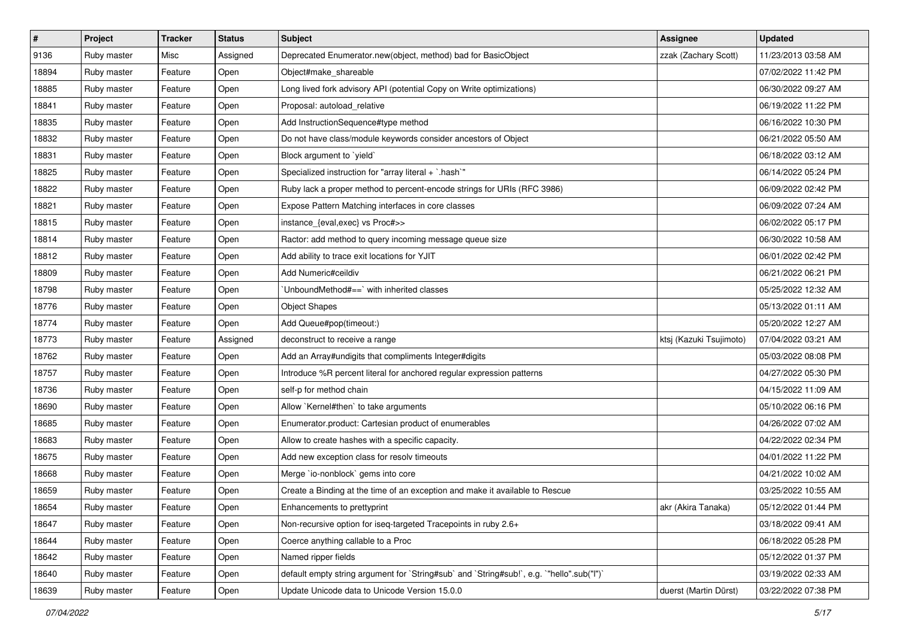| # | Project | Tracker | Status | Subject | Assignee | Updated |
|---|---|---|---|---|---|---|
| 9136 | Ruby master | Misc | Assigned | Deprecated Enumerator.new(object, method) bad for BasicObject | zzak (Zachary Scott) | 11/23/2013 03:58 AM |
| 18894 | Ruby master | Feature | Open | Object#make_shareable | | 07/02/2022 11:42 PM |
| 18885 | Ruby master | Feature | Open | Long lived fork advisory API (potential Copy on Write optimizations) | | 06/30/2022 09:27 AM |
| 18841 | Ruby master | Feature | Open | Proposal: autoload_relative | | 06/19/2022 11:22 PM |
| 18835 | Ruby master | Feature | Open | Add InstructionSequence#type method | | 06/16/2022 10:30 PM |
| 18832 | Ruby master | Feature | Open | Do not have class/module keywords consider ancestors of Object | | 06/21/2022 05:50 AM |
| 18831 | Ruby master | Feature | Open | Block argument to `yield` | | 06/18/2022 03:12 AM |
| 18825 | Ruby master | Feature | Open | Specialized instruction for "array literal + `.hash`" | | 06/14/2022 05:24 PM |
| 18822 | Ruby master | Feature | Open | Ruby lack a proper method to percent-encode strings for URIs (RFC 3986) | | 06/09/2022 02:42 PM |
| 18821 | Ruby master | Feature | Open | Expose Pattern Matching interfaces in core classes | | 06/09/2022 07:24 AM |
| 18815 | Ruby master | Feature | Open | instance_{eval,exec} vs Proc#>> | | 06/02/2022 05:17 PM |
| 18814 | Ruby master | Feature | Open | Ractor: add method to query incoming message queue size | | 06/30/2022 10:58 AM |
| 18812 | Ruby master | Feature | Open | Add ability to trace exit locations for YJIT | | 06/01/2022 02:42 PM |
| 18809 | Ruby master | Feature | Open | Add Numeric#ceildiv | | 06/21/2022 06:21 PM |
| 18798 | Ruby master | Feature | Open | `UnboundMethod#==` with inherited classes | | 05/25/2022 12:32 AM |
| 18776 | Ruby master | Feature | Open | Object Shapes | | 05/13/2022 01:11 AM |
| 18774 | Ruby master | Feature | Open | Add Queue#pop(timeout:) | | 05/20/2022 12:27 AM |
| 18773 | Ruby master | Feature | Assigned | deconstruct to receive a range | ktsj (Kazuki Tsujimoto) | 07/04/2022 03:21 AM |
| 18762 | Ruby master | Feature | Open | Add an Array#undigits that compliments Integer#digits | | 05/03/2022 08:08 PM |
| 18757 | Ruby master | Feature | Open | Introduce %R percent literal for anchored regular expression patterns | | 04/27/2022 05:30 PM |
| 18736 | Ruby master | Feature | Open | self-p for method chain | | 04/15/2022 11:09 AM |
| 18690 | Ruby master | Feature | Open | Allow `Kernel#then` to take arguments | | 05/10/2022 06:16 PM |
| 18685 | Ruby master | Feature | Open | Enumerator.product: Cartesian product of enumerables | | 04/26/2022 07:02 AM |
| 18683 | Ruby master | Feature | Open | Allow to create hashes with a specific capacity. | | 04/22/2022 02:34 PM |
| 18675 | Ruby master | Feature | Open | Add new exception class for resolv timeouts | | 04/01/2022 11:22 PM |
| 18668 | Ruby master | Feature | Open | Merge `io-nonblock` gems into core | | 04/21/2022 10:02 AM |
| 18659 | Ruby master | Feature | Open | Create a Binding at the time of an exception and make it available to Rescue | | 03/25/2022 10:55 AM |
| 18654 | Ruby master | Feature | Open | Enhancements to prettyprint | akr (Akira Tanaka) | 05/12/2022 01:44 PM |
| 18647 | Ruby master | Feature | Open | Non-recursive option for iseq-targeted Tracepoints in ruby 2.6+ | | 03/18/2022 09:41 AM |
| 18644 | Ruby master | Feature | Open | Coerce anything callable to a Proc | | 06/18/2022 05:28 PM |
| 18642 | Ruby master | Feature | Open | Named ripper fields | | 05/12/2022 01:37 PM |
| 18640 | Ruby master | Feature | Open | default empty string argument for `String#sub` and `String#sub!`, e.g. `"hello".sub("l")` | | 03/19/2022 02:33 AM |
| 18639 | Ruby master | Feature | Open | Update Unicode data to Unicode Version 15.0.0 | duerst (Martin Dürst) | 03/22/2022 07:38 PM |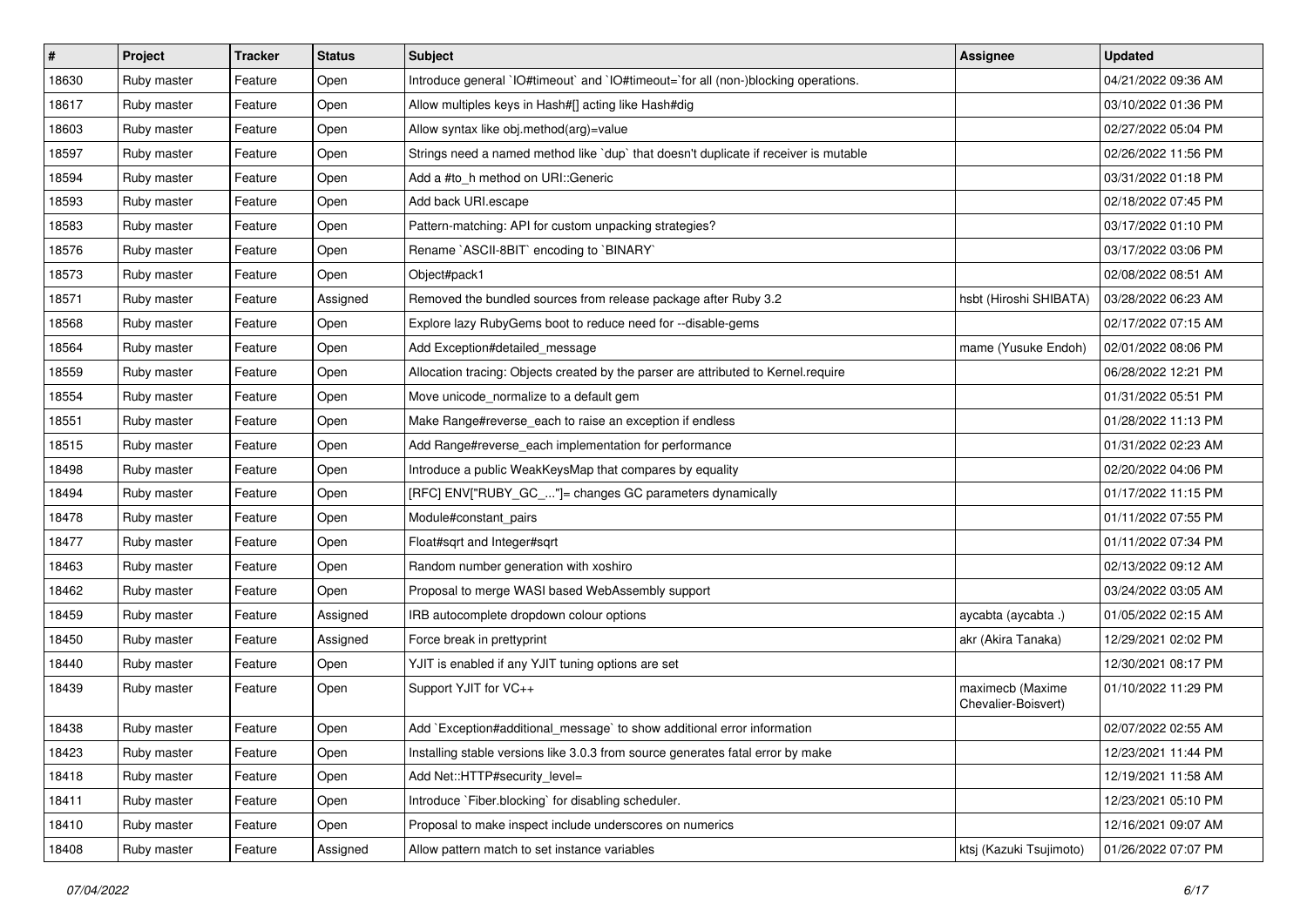| # | Project | Tracker | Status | Subject | Assignee | Updated |
|---|---|---|---|---|---|---|
| 18630 | Ruby master | Feature | Open | Introduce general `IO#timeout` and `IO#timeout=`for all (non-)blocking operations. | | 04/21/2022 09:36 AM |
| 18617 | Ruby master | Feature | Open | Allow multiples keys in Hash#[] acting like Hash#dig | | 03/10/2022 01:36 PM |
| 18603 | Ruby master | Feature | Open | Allow syntax like obj.method(arg)=value | | 02/27/2022 05:04 PM |
| 18597 | Ruby master | Feature | Open | Strings need a named method like `dup` that doesn't duplicate if receiver is mutable | | 02/26/2022 11:56 PM |
| 18594 | Ruby master | Feature | Open | Add a #to_h method on URI::Generic | | 03/31/2022 01:18 PM |
| 18593 | Ruby master | Feature | Open | Add back URI.escape | | 02/18/2022 07:45 PM |
| 18583 | Ruby master | Feature | Open | Pattern-matching: API for custom unpacking strategies? | | 03/17/2022 01:10 PM |
| 18576 | Ruby master | Feature | Open | Rename `ASCII-8BIT` encoding to `BINARY` | | 03/17/2022 03:06 PM |
| 18573 | Ruby master | Feature | Open | Object#pack1 | | 02/08/2022 08:51 AM |
| 18571 | Ruby master | Feature | Assigned | Removed the bundled sources from release package after Ruby 3.2 | hsbt (Hiroshi SHIBATA) | 03/28/2022 06:23 AM |
| 18568 | Ruby master | Feature | Open | Explore lazy RubyGems boot to reduce need for --disable-gems | | 02/17/2022 07:15 AM |
| 18564 | Ruby master | Feature | Open | Add Exception#detailed_message | mame (Yusuke Endoh) | 02/01/2022 08:06 PM |
| 18559 | Ruby master | Feature | Open | Allocation tracing: Objects created by the parser are attributed to Kernel.require | | 06/28/2022 12:21 PM |
| 18554 | Ruby master | Feature | Open | Move unicode_normalize to a default gem | | 01/31/2022 05:51 PM |
| 18551 | Ruby master | Feature | Open | Make Range#reverse_each to raise an exception if endless | | 01/28/2022 11:13 PM |
| 18515 | Ruby master | Feature | Open | Add Range#reverse_each implementation for performance | | 01/31/2022 02:23 AM |
| 18498 | Ruby master | Feature | Open | Introduce a public WeakKeysMap that compares by equality | | 02/20/2022 04:06 PM |
| 18494 | Ruby master | Feature | Open | [RFC] ENV["RUBY_GC_..."]= changes GC parameters dynamically | | 01/17/2022 11:15 PM |
| 18478 | Ruby master | Feature | Open | Module#constant_pairs | | 01/11/2022 07:55 PM |
| 18477 | Ruby master | Feature | Open | Float#sqrt and Integer#sqrt | | 01/11/2022 07:34 PM |
| 18463 | Ruby master | Feature | Open | Random number generation with xoshiro | | 02/13/2022 09:12 AM |
| 18462 | Ruby master | Feature | Open | Proposal to merge WASI based WebAssembly support | | 03/24/2022 03:05 AM |
| 18459 | Ruby master | Feature | Assigned | IRB autocomplete dropdown colour options | aycabta (aycabta .) | 01/05/2022 02:15 AM |
| 18450 | Ruby master | Feature | Assigned | Force break in prettyprint | akr (Akira Tanaka) | 12/29/2021 02:02 PM |
| 18440 | Ruby master | Feature | Open | YJIT is enabled if any YJIT tuning options are set | | 12/30/2021 08:17 PM |
| 18439 | Ruby master | Feature | Open | Support YJIT for VC++ | maximecb (Maxime Chevalier-Boisvert) | 01/10/2022 11:29 PM |
| 18438 | Ruby master | Feature | Open | Add `Exception#additional_message` to show additional error information | | 02/07/2022 02:55 AM |
| 18423 | Ruby master | Feature | Open | Installing stable versions like 3.0.3 from source generates fatal error by make | | 12/23/2021 11:44 PM |
| 18418 | Ruby master | Feature | Open | Add Net::HTTP#security_level= | | 12/19/2021 11:58 AM |
| 18411 | Ruby master | Feature | Open | Introduce `Fiber.blocking` for disabling scheduler. | | 12/23/2021 05:10 PM |
| 18410 | Ruby master | Feature | Open | Proposal to make inspect include underscores on numerics | | 12/16/2021 09:07 AM |
| 18408 | Ruby master | Feature | Assigned | Allow pattern match to set instance variables | ktsj (Kazuki Tsujimoto) | 01/26/2022 07:07 PM |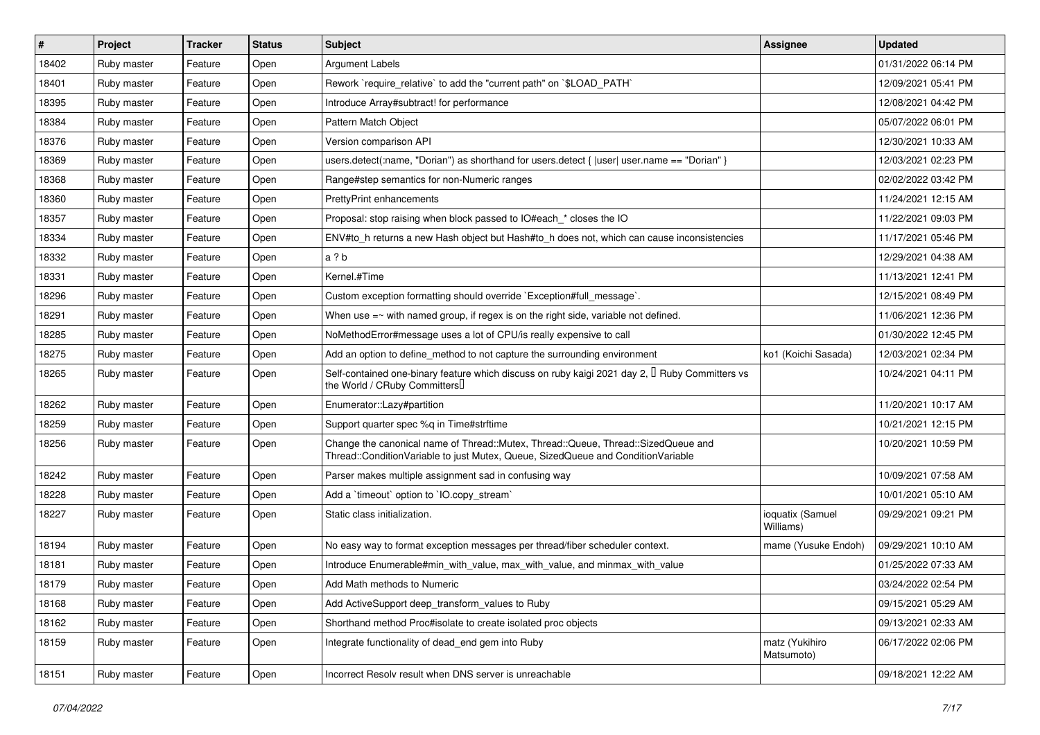| # | Project | Tracker | Status | Subject | Assignee | Updated |
|---|---|---|---|---|---|---|
| 18402 | Ruby master | Feature | Open | Argument Labels | | 01/31/2022 06:14 PM |
| 18401 | Ruby master | Feature | Open | Rework `require_relative` to add the "current path" on `$LOAD_PATH` | | 12/09/2021 05:41 PM |
| 18395 | Ruby master | Feature | Open | Introduce Array#subtract! for performance | | 12/08/2021 04:42 PM |
| 18384 | Ruby master | Feature | Open | Pattern Match Object | | 05/07/2022 06:01 PM |
| 18376 | Ruby master | Feature | Open | Version comparison API | | 12/30/2021 10:33 AM |
| 18369 | Ruby master | Feature | Open | users.detect(:name, "Dorian") as shorthand for users.detect { \|user\| user.name == "Dorian" } | | 12/03/2021 02:23 PM |
| 18368 | Ruby master | Feature | Open | Range#step semantics for non-Numeric ranges | | 02/02/2022 03:42 PM |
| 18360 | Ruby master | Feature | Open | PrettyPrint enhancements | | 11/24/2021 12:15 AM |
| 18357 | Ruby master | Feature | Open | Proposal: stop raising when block passed to IO#each_* closes the IO | | 11/22/2021 09:03 PM |
| 18334 | Ruby master | Feature | Open | ENV#to_h returns a new Hash object but Hash#to_h does not, which can cause inconsistencies | | 11/17/2021 05:46 PM |
| 18332 | Ruby master | Feature | Open | a ? b | | 12/29/2021 04:38 AM |
| 18331 | Ruby master | Feature | Open | Kernel.#Time | | 11/13/2021 12:41 PM |
| 18296 | Ruby master | Feature | Open | Custom exception formatting should override `Exception#full_message`. | | 12/15/2021 08:49 PM |
| 18291 | Ruby master | Feature | Open | When use =~ with named group, if regex is on the right side, variable not defined. | | 11/06/2021 12:36 PM |
| 18285 | Ruby master | Feature | Open | NoMethodError#message uses a lot of CPU/is really expensive to call | | 01/30/2022 12:45 PM |
| 18275 | Ruby master | Feature | Open | Add an option to define_method to not capture the surrounding environment | ko1 (Koichi Sasada) | 12/03/2021 02:34 PM |
| 18265 | Ruby master | Feature | Open | Self-contained one-binary feature which discuss on ruby kaigi 2021 day 2, 「Ruby Committers vs the World / CRuby Committers」 | | 10/24/2021 04:11 PM |
| 18262 | Ruby master | Feature | Open | Enumerator::Lazy#partition | | 11/20/2021 10:17 AM |
| 18259 | Ruby master | Feature | Open | Support quarter spec %q in Time#strftime | | 10/21/2021 12:15 PM |
| 18256 | Ruby master | Feature | Open | Change the canonical name of Thread::Mutex, Thread::Queue, Thread::SizedQueue and Thread::ConditionVariable to just Mutex, Queue, SizedQueue and ConditionVariable | | 10/20/2021 10:59 PM |
| 18242 | Ruby master | Feature | Open | Parser makes multiple assignment sad in confusing way | | 10/09/2021 07:58 AM |
| 18228 | Ruby master | Feature | Open | Add a `timeout` option to `IO.copy_stream` | | 10/01/2021 05:10 AM |
| 18227 | Ruby master | Feature | Open | Static class initialization. | ioquatix (Samuel Williams) | 09/29/2021 09:21 PM |
| 18194 | Ruby master | Feature | Open | No easy way to format exception messages per thread/fiber scheduler context. | mame (Yusuke Endoh) | 09/29/2021 10:10 AM |
| 18181 | Ruby master | Feature | Open | Introduce Enumerable#min_with_value, max_with_value, and minmax_with_value | | 01/25/2022 07:33 AM |
| 18179 | Ruby master | Feature | Open | Add Math methods to Numeric | | 03/24/2022 02:54 PM |
| 18168 | Ruby master | Feature | Open | Add ActiveSupport deep_transform_values to Ruby | | 09/15/2021 05:29 AM |
| 18162 | Ruby master | Feature | Open | Shorthand method Proc#isolate to create isolated proc objects | | 09/13/2021 02:33 AM |
| 18159 | Ruby master | Feature | Open | Integrate functionality of dead_end gem into Ruby | matz (Yukihiro Matsumoto) | 06/17/2022 02:06 PM |
| 18151 | Ruby master | Feature | Open | Incorrect Resolv result when DNS server is unreachable | | 09/18/2021 12:22 AM |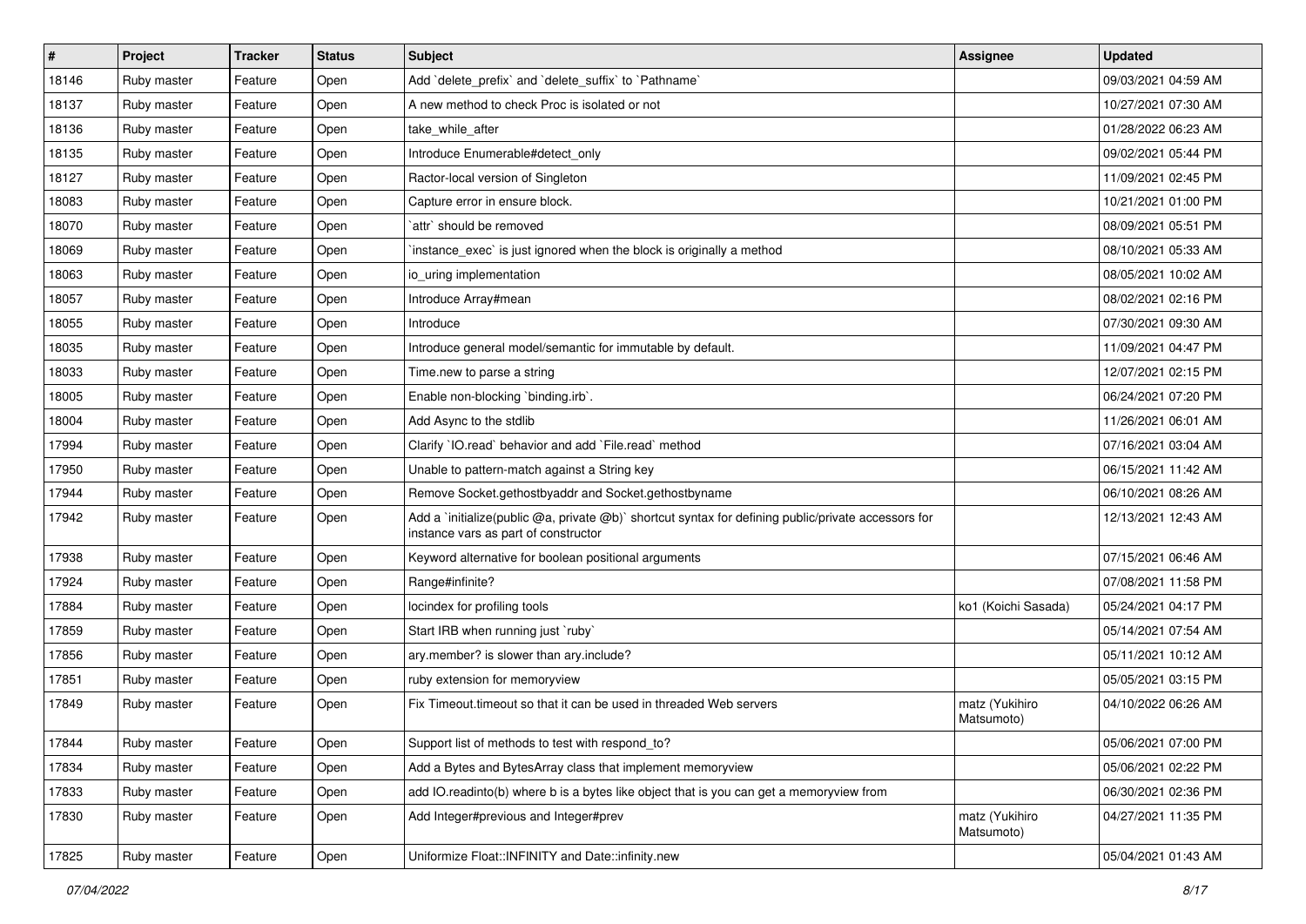| # | Project | Tracker | Status | Subject | Assignee | Updated |
|---|---|---|---|---|---|---|
| 18146 | Ruby master | Feature | Open | Add `delete_prefix` and `delete_suffix` to `Pathname` | | 09/03/2021 04:59 AM |
| 18137 | Ruby master | Feature | Open | A new method to check Proc is isolated or not | | 10/27/2021 07:30 AM |
| 18136 | Ruby master | Feature | Open | take_while_after | | 01/28/2022 06:23 AM |
| 18135 | Ruby master | Feature | Open | Introduce Enumerable#detect_only | | 09/02/2021 05:44 PM |
| 18127 | Ruby master | Feature | Open | Ractor-local version of Singleton | | 11/09/2021 02:45 PM |
| 18083 | Ruby master | Feature | Open | Capture error in ensure block. | | 10/21/2021 01:00 PM |
| 18070 | Ruby master | Feature | Open | `attr` should be removed | | 08/09/2021 05:51 PM |
| 18069 | Ruby master | Feature | Open | `instance_exec` is just ignored when the block is originally a method | | 08/10/2021 05:33 AM |
| 18063 | Ruby master | Feature | Open | io_uring implementation | | 08/05/2021 10:02 AM |
| 18057 | Ruby master | Feature | Open | Introduce Array#mean | | 08/02/2021 02:16 PM |
| 18055 | Ruby master | Feature | Open | Introduce | | 07/30/2021 09:30 AM |
| 18035 | Ruby master | Feature | Open | Introduce general model/semantic for immutable by default. | | 11/09/2021 04:47 PM |
| 18033 | Ruby master | Feature | Open | Time.new to parse a string | | 12/07/2021 02:15 PM |
| 18005 | Ruby master | Feature | Open | Enable non-blocking `binding.irb`. | | 06/24/2021 07:20 PM |
| 18004 | Ruby master | Feature | Open | Add Async to the stdlib | | 11/26/2021 06:01 AM |
| 17994 | Ruby master | Feature | Open | Clarify `IO.read` behavior and add `File.read` method | | 07/16/2021 03:04 AM |
| 17950 | Ruby master | Feature | Open | Unable to pattern-match against a String key | | 06/15/2021 11:42 AM |
| 17944 | Ruby master | Feature | Open | Remove Socket.gethostbyaddr and Socket.gethostbyname | | 06/10/2021 08:26 AM |
| 17942 | Ruby master | Feature | Open | Add a `initialize(public @a, private @b)` shortcut syntax for defining public/private accessors for instance vars as part of constructor | | 12/13/2021 12:43 AM |
| 17938 | Ruby master | Feature | Open | Keyword alternative for boolean positional arguments | | 07/15/2021 06:46 AM |
| 17924 | Ruby master | Feature | Open | Range#infinite? | | 07/08/2021 11:58 PM |
| 17884 | Ruby master | Feature | Open | locindex for profiling tools | ko1 (Koichi Sasada) | 05/24/2021 04:17 PM |
| 17859 | Ruby master | Feature | Open | Start IRB when running just `ruby` | | 05/14/2021 07:54 AM |
| 17856 | Ruby master | Feature | Open | ary.member? is slower than ary.include? | | 05/11/2021 10:12 AM |
| 17851 | Ruby master | Feature | Open | ruby extension for memoryview | | 05/05/2021 03:15 PM |
| 17849 | Ruby master | Feature | Open | Fix Timeout.timeout so that it can be used in threaded Web servers | matz (Yukihiro Matsumoto) | 04/10/2022 06:26 AM |
| 17844 | Ruby master | Feature | Open | Support list of methods to test with respond_to? | | 05/06/2021 07:00 PM |
| 17834 | Ruby master | Feature | Open | Add a Bytes and BytesArray class that implement memoryview | | 05/06/2021 02:22 PM |
| 17833 | Ruby master | Feature | Open | add IO.readinto(b) where b is a bytes like object that is you can get a memoryview from | | 06/30/2021 02:36 PM |
| 17830 | Ruby master | Feature | Open | Add Integer#previous and Integer#prev | matz (Yukihiro Matsumoto) | 04/27/2021 11:35 PM |
| 17825 | Ruby master | Feature | Open | Uniformize Float::INFINITY and Date::infinity.new | | 05/04/2021 01:43 AM |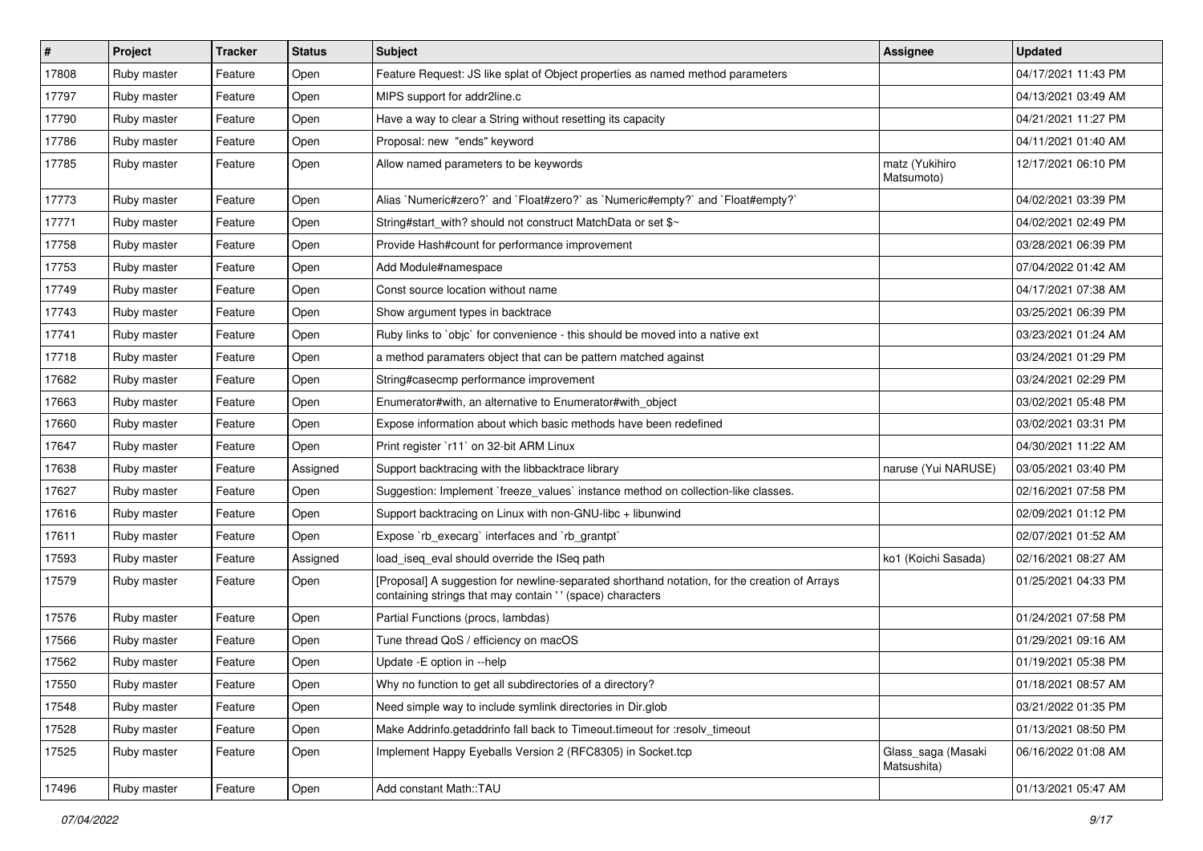| # | Project | Tracker | Status | Subject | Assignee | Updated |
|---|---|---|---|---|---|---|
| 17808 | Ruby master | Feature | Open | Feature Request: JS like splat of Object properties as named method parameters | | 04/17/2021 11:43 PM |
| 17797 | Ruby master | Feature | Open | MIPS support for addr2line.c | | 04/13/2021 03:49 AM |
| 17790 | Ruby master | Feature | Open | Have a way to clear a String without resetting its capacity | | 04/21/2021 11:27 PM |
| 17786 | Ruby master | Feature | Open | Proposal: new "ends" keyword | | 04/11/2021 01:40 AM |
| 17785 | Ruby master | Feature | Open | Allow named parameters to be keywords | matz (Yukihiro Matsumoto) | 12/17/2021 06:10 PM |
| 17773 | Ruby master | Feature | Open | Alias `Numeric#zero?` and `Float#zero?` as `Numeric#empty?` and `Float#empty?` | | 04/02/2021 03:39 PM |
| 17771 | Ruby master | Feature | Open | String#start_with? should not construct MatchData or set $~ | | 04/02/2021 02:49 PM |
| 17758 | Ruby master | Feature | Open | Provide Hash#count for performance improvement | | 03/28/2021 06:39 PM |
| 17753 | Ruby master | Feature | Open | Add Module#namespace | | 07/04/2022 01:42 AM |
| 17749 | Ruby master | Feature | Open | Const source location without name | | 04/17/2021 07:38 AM |
| 17743 | Ruby master | Feature | Open | Show argument types in backtrace | | 03/25/2021 06:39 PM |
| 17741 | Ruby master | Feature | Open | Ruby links to `objc` for convenience - this should be moved into a native ext | | 03/23/2021 01:24 AM |
| 17718 | Ruby master | Feature | Open | a method paramaters object that can be pattern matched against | | 03/24/2021 01:29 PM |
| 17682 | Ruby master | Feature | Open | String#casecmp performance improvement | | 03/24/2021 02:29 PM |
| 17663 | Ruby master | Feature | Open | Enumerator#with, an alternative to Enumerator#with_object | | 03/02/2021 05:48 PM |
| 17660 | Ruby master | Feature | Open | Expose information about which basic methods have been redefined | | 03/02/2021 03:31 PM |
| 17647 | Ruby master | Feature | Open | Print register `r11` on 32-bit ARM Linux | | 04/30/2021 11:22 AM |
| 17638 | Ruby master | Feature | Assigned | Support backtracing with the libbacktrace library | naruse (Yui NARUSE) | 03/05/2021 03:40 PM |
| 17627 | Ruby master | Feature | Open | Suggestion: Implement `freeze_values` instance method on collection-like classes. | | 02/16/2021 07:58 PM |
| 17616 | Ruby master | Feature | Open | Support backtracing on Linux with non-GNU-libc + libunwind | | 02/09/2021 01:12 PM |
| 17611 | Ruby master | Feature | Open | Expose `rb_execarg` interfaces and `rb_grantpt` | | 02/07/2021 01:52 AM |
| 17593 | Ruby master | Feature | Assigned | load_iseq_eval should override the ISeq path | ko1 (Koichi Sasada) | 02/16/2021 08:27 AM |
| 17579 | Ruby master | Feature | Open | [Proposal] A suggestion for newline-separated shorthand notation, for the creation of Arrays containing strings that may contain ' ' (space) characters | | 01/25/2021 04:33 PM |
| 17576 | Ruby master | Feature | Open | Partial Functions (procs, lambdas) | | 01/24/2021 07:58 PM |
| 17566 | Ruby master | Feature | Open | Tune thread QoS / efficiency on macOS | | 01/29/2021 09:16 AM |
| 17562 | Ruby master | Feature | Open | Update -E option in --help | | 01/19/2021 05:38 PM |
| 17550 | Ruby master | Feature | Open | Why no function to get all subdirectories of a directory? | | 01/18/2021 08:57 AM |
| 17548 | Ruby master | Feature | Open | Need simple way to include symlink directories in Dir.glob | | 03/21/2022 01:35 PM |
| 17528 | Ruby master | Feature | Open | Make Addrinfo.getaddrinfo fall back to Timeout.timeout for :resolv_timeout | | 01/13/2021 08:50 PM |
| 17525 | Ruby master | Feature | Open | Implement Happy Eyeballs Version 2 (RFC8305) in Socket.tcp | Glass_saga (Masaki Matsushita) | 06/16/2022 01:08 AM |
| 17496 | Ruby master | Feature | Open | Add constant Math::TAU | | 01/13/2021 05:47 AM |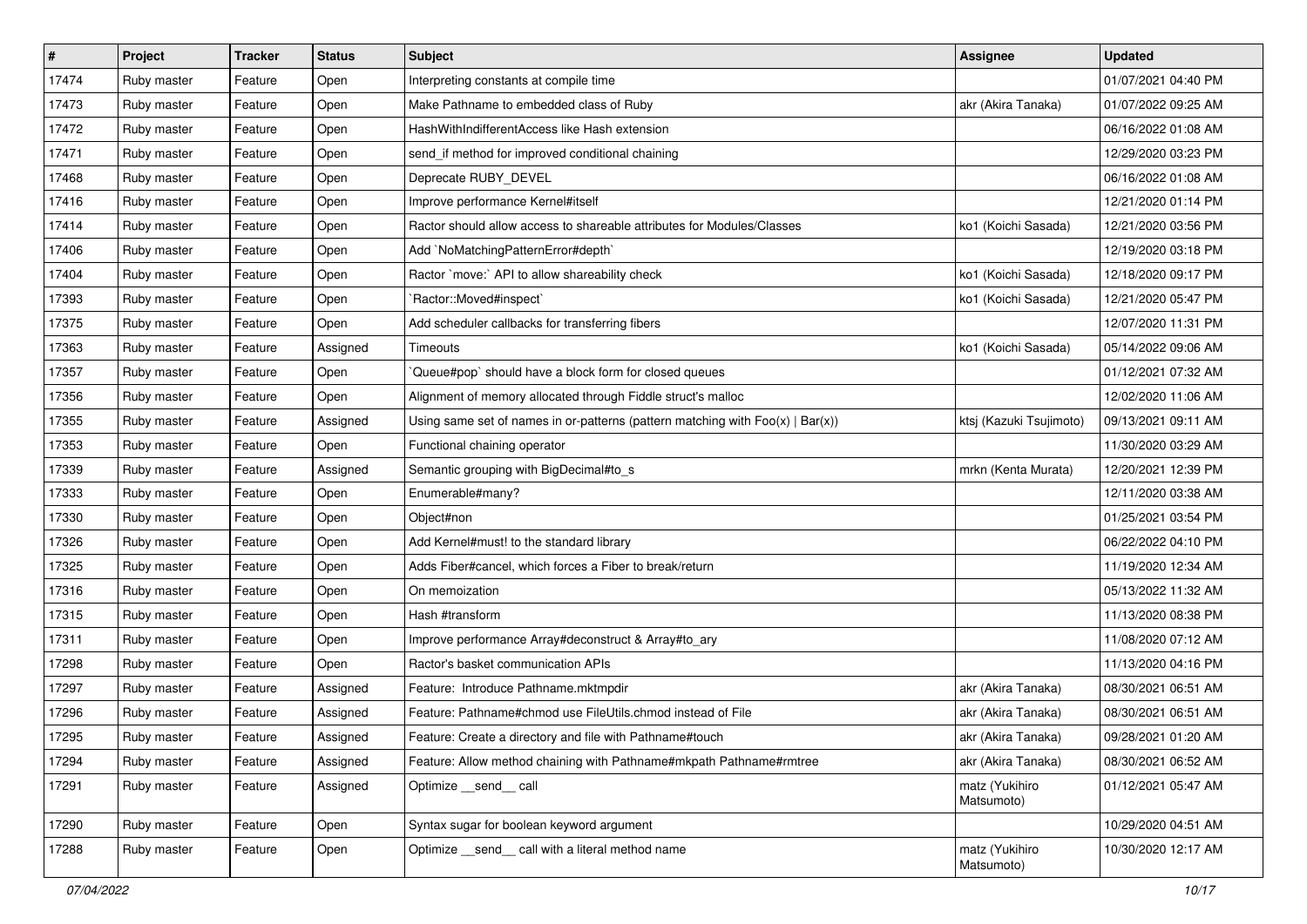| # | Project | Tracker | Status | Subject | Assignee | Updated |
|---|---|---|---|---|---|---|
| 17474 | Ruby master | Feature | Open | Interpreting constants at compile time | | 01/07/2021 04:40 PM |
| 17473 | Ruby master | Feature | Open | Make Pathname to embedded class of Ruby | akr (Akira Tanaka) | 01/07/2022 09:25 AM |
| 17472 | Ruby master | Feature | Open | HashWithIndifferentAccess like Hash extension | | 06/16/2022 01:08 AM |
| 17471 | Ruby master | Feature | Open | send_if method for improved conditional chaining | | 12/29/2020 03:23 PM |
| 17468 | Ruby master | Feature | Open | Deprecate RUBY_DEVEL | | 06/16/2022 01:08 AM |
| 17416 | Ruby master | Feature | Open | Improve performance Kernel#itself | | 12/21/2020 01:14 PM |
| 17414 | Ruby master | Feature | Open | Ractor should allow access to shareable attributes for Modules/Classes | ko1 (Koichi Sasada) | 12/21/2020 03:56 PM |
| 17406 | Ruby master | Feature | Open | Add `NoMatchingPatternError#depth` | | 12/19/2020 03:18 PM |
| 17404 | Ruby master | Feature | Open | Ractor `move:` API to allow shareability check | ko1 (Koichi Sasada) | 12/18/2020 09:17 PM |
| 17393 | Ruby master | Feature | Open | `Ractor::Moved#inspect` | ko1 (Koichi Sasada) | 12/21/2020 05:47 PM |
| 17375 | Ruby master | Feature | Open | Add scheduler callbacks for transferring fibers | | 12/07/2020 11:31 PM |
| 17363 | Ruby master | Feature | Assigned | Timeouts | ko1 (Koichi Sasada) | 05/14/2022 09:06 AM |
| 17357 | Ruby master | Feature | Open | `Queue#pop` should have a block form for closed queues | | 01/12/2021 07:32 AM |
| 17356 | Ruby master | Feature | Open | Alignment of memory allocated through Fiddle struct's malloc | | 12/02/2020 11:06 AM |
| 17355 | Ruby master | Feature | Assigned | Using same set of names in or-patterns (pattern matching with Foo(x) \| Bar(x)) | ktsj (Kazuki Tsujimoto) | 09/13/2021 09:11 AM |
| 17353 | Ruby master | Feature | Open | Functional chaining operator | | 11/30/2020 03:29 AM |
| 17339 | Ruby master | Feature | Assigned | Semantic grouping with BigDecimal#to_s | mrkn (Kenta Murata) | 12/20/2021 12:39 PM |
| 17333 | Ruby master | Feature | Open | Enumerable#many? | | 12/11/2020 03:38 AM |
| 17330 | Ruby master | Feature | Open | Object#non | | 01/25/2021 03:54 PM |
| 17326 | Ruby master | Feature | Open | Add Kernel#must! to the standard library | | 06/22/2022 04:10 PM |
| 17325 | Ruby master | Feature | Open | Adds Fiber#cancel, which forces a Fiber to break/return | | 11/19/2020 12:34 AM |
| 17316 | Ruby master | Feature | Open | On memoization | | 05/13/2022 11:32 AM |
| 17315 | Ruby master | Feature | Open | Hash #transform | | 11/13/2020 08:38 PM |
| 17311 | Ruby master | Feature | Open | Improve performance Array#deconstruct & Array#to_ary | | 11/08/2020 07:12 AM |
| 17298 | Ruby master | Feature | Open | Ractor's basket communication APIs | | 11/13/2020 04:16 PM |
| 17297 | Ruby master | Feature | Assigned | Feature: Introduce Pathname.mktmpdir | akr (Akira Tanaka) | 08/30/2021 06:51 AM |
| 17296 | Ruby master | Feature | Assigned | Feature: Pathname#chmod use FileUtils.chmod instead of File | akr (Akira Tanaka) | 08/30/2021 06:51 AM |
| 17295 | Ruby master | Feature | Assigned | Feature: Create a directory and file with Pathname#touch | akr (Akira Tanaka) | 09/28/2021 01:20 AM |
| 17294 | Ruby master | Feature | Assigned | Feature: Allow method chaining with Pathname#mkpath Pathname#rmtree | akr (Akira Tanaka) | 08/30/2021 06:52 AM |
| 17291 | Ruby master | Feature | Assigned | Optimize __send__ call | matz (Yukihiro Matsumoto) | 01/12/2021 05:47 AM |
| 17290 | Ruby master | Feature | Open | Syntax sugar for boolean keyword argument | | 10/29/2020 04:51 AM |
| 17288 | Ruby master | Feature | Open | Optimize __send__ call with a literal method name | matz (Yukihiro Matsumoto) | 10/30/2020 12:17 AM |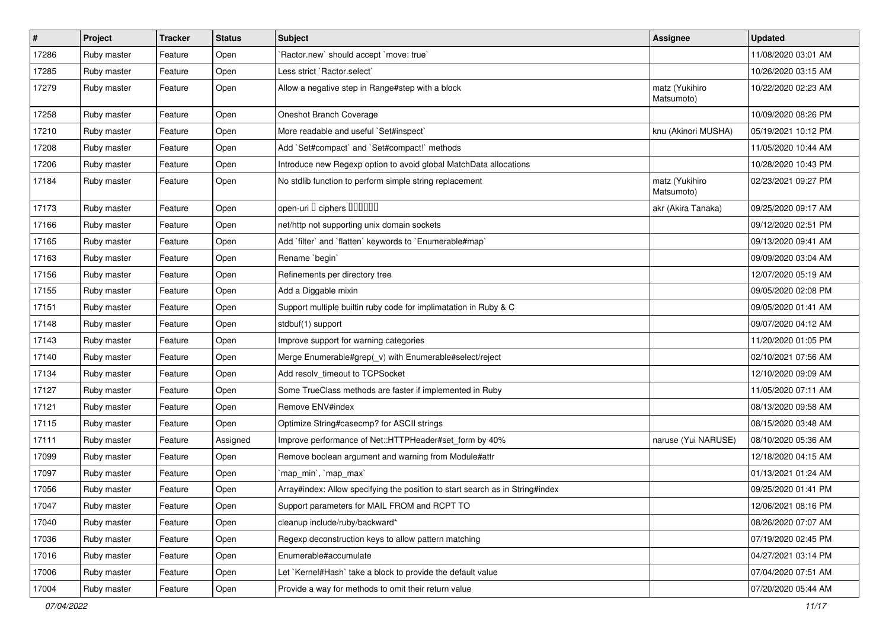| # | Project | Tracker | Status | Subject | Assignee | Updated |
|---|---|---|---|---|---|---|
| 17286 | Ruby master | Feature | Open | `Ractor.new` should accept `move: true` | | 11/08/2020 03:01 AM |
| 17285 | Ruby master | Feature | Open | Less strict `Ractor.select` | | 10/26/2020 03:15 AM |
| 17279 | Ruby master | Feature | Open | Allow a negative step in Range#step with a block | matz (Yukihiro Matsumoto) | 10/22/2020 02:23 AM |
| 17258 | Ruby master | Feature | Open | Oneshot Branch Coverage | | 10/09/2020 08:26 PM |
| 17210 | Ruby master | Feature | Open | More readable and useful `Set#inspect` | knu (Akinori MUSHA) | 05/19/2021 10:12 PM |
| 17208 | Ruby master | Feature | Open | Add `Set#compact` and `Set#compact!` methods | | 11/05/2020 10:44 AM |
| 17206 | Ruby master | Feature | Open | Introduce new Regexp option to avoid global MatchData allocations | | 10/28/2020 10:43 PM |
| 17184 | Ruby master | Feature | Open | No stdlib function to perform simple string replacement | matz (Yukihiro Matsumoto) | 02/23/2021 09:27 PM |
| 17173 | Ruby master | Feature | Open | open-uri □ ciphers □□□□□□ | akr (Akira Tanaka) | 09/25/2020 09:17 AM |
| 17166 | Ruby master | Feature | Open | net/http not supporting unix domain sockets | | 09/12/2020 02:51 PM |
| 17165 | Ruby master | Feature | Open | Add `filter` and `flatten` keywords to `Enumerable#map` | | 09/13/2020 09:41 AM |
| 17163 | Ruby master | Feature | Open | Rename `begin` | | 09/09/2020 03:04 AM |
| 17156 | Ruby master | Feature | Open | Refinements per directory tree | | 12/07/2020 05:19 AM |
| 17155 | Ruby master | Feature | Open | Add a Diggable mixin | | 09/05/2020 02:08 PM |
| 17151 | Ruby master | Feature | Open | Support multiple builtin ruby code for implimatation in Ruby & C | | 09/05/2020 01:41 AM |
| 17148 | Ruby master | Feature | Open | stdbuf(1) support | | 09/07/2020 04:12 AM |
| 17143 | Ruby master | Feature | Open | Improve support for warning categories | | 11/20/2020 01:05 PM |
| 17140 | Ruby master | Feature | Open | Merge Enumerable#grep(_v) with Enumerable#select/reject | | 02/10/2021 07:56 AM |
| 17134 | Ruby master | Feature | Open | Add resolv_timeout to TCPSocket | | 12/10/2020 09:09 AM |
| 17127 | Ruby master | Feature | Open | Some TrueClass methods are faster if implemented in Ruby | | 11/05/2020 07:11 AM |
| 17121 | Ruby master | Feature | Open | Remove ENV#index | | 08/13/2020 09:58 AM |
| 17115 | Ruby master | Feature | Open | Optimize String#casecmp? for ASCII strings | | 08/15/2020 03:48 AM |
| 17111 | Ruby master | Feature | Assigned | Improve performance of Net::HTTPHeader#set_form by 40% | naruse (Yui NARUSE) | 08/10/2020 05:36 AM |
| 17099 | Ruby master | Feature | Open | Remove boolean argument and warning from Module#attr | | 12/18/2020 04:15 AM |
| 17097 | Ruby master | Feature | Open | `map_min`, `map_max` | | 01/13/2021 01:24 AM |
| 17056 | Ruby master | Feature | Open | Array#index: Allow specifying the position to start search as in String#index | | 09/25/2020 01:41 PM |
| 17047 | Ruby master | Feature | Open | Support parameters for MAIL FROM and RCPT TO | | 12/06/2021 08:16 PM |
| 17040 | Ruby master | Feature | Open | cleanup include/ruby/backward* | | 08/26/2020 07:07 AM |
| 17036 | Ruby master | Feature | Open | Regexp deconstruction keys to allow pattern matching | | 07/19/2020 02:45 PM |
| 17016 | Ruby master | Feature | Open | Enumerable#accumulate | | 04/27/2021 03:14 PM |
| 17006 | Ruby master | Feature | Open | Let `Kernel#Hash` take a block to provide the default value | | 07/04/2020 07:51 AM |
| 17004 | Ruby master | Feature | Open | Provide a way for methods to omit their return value | | 07/20/2020 05:44 AM |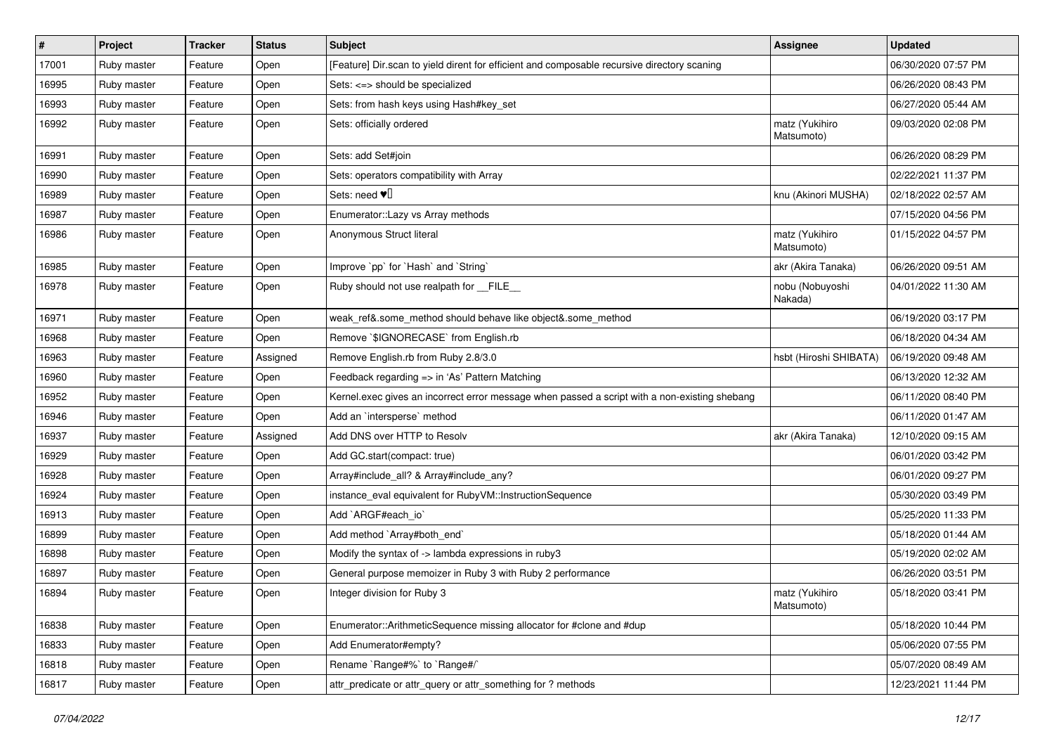| # | Project | Tracker | Status | Subject | Assignee | Updated |
|---|---|---|---|---|---|---|
| 17001 | Ruby master | Feature | Open | [Feature] Dir.scan to yield dirent for efficient and composable recursive directory scaning | | 06/30/2020 07:57 PM |
| 16995 | Ruby master | Feature | Open | Sets: <=> should be specialized | | 06/26/2020 08:43 PM |
| 16993 | Ruby master | Feature | Open | Sets: from hash keys using Hash#key_set | | 06/27/2020 05:44 AM |
| 16992 | Ruby master | Feature | Open | Sets: officially ordered | matz (Yukihiro Matsumoto) | 09/03/2020 02:08 PM |
| 16991 | Ruby master | Feature | Open | Sets: add Set#join | | 06/26/2020 08:29 PM |
| 16990 | Ruby master | Feature | Open | Sets: operators compatibility with Array | | 02/22/2021 11:37 PM |
| 16989 | Ruby master | Feature | Open | Sets: need ♥️ | knu (Akinori MUSHA) | 02/18/2022 02:57 AM |
| 16987 | Ruby master | Feature | Open | Enumerator::Lazy vs Array methods | | 07/15/2020 04:56 PM |
| 16986 | Ruby master | Feature | Open | Anonymous Struct literal | matz (Yukihiro Matsumoto) | 01/15/2022 04:57 PM |
| 16985 | Ruby master | Feature | Open | Improve `pp` for `Hash` and `String` | akr (Akira Tanaka) | 06/26/2020 09:51 AM |
| 16978 | Ruby master | Feature | Open | Ruby should not use realpath for __FILE__ | nobu (Nobuyoshi Nakada) | 04/01/2022 11:30 AM |
| 16971 | Ruby master | Feature | Open | weak_ref&.some_method should behave like object&.some_method | | 06/19/2020 03:17 PM |
| 16968 | Ruby master | Feature | Open | Remove `$IGNORECASE` from English.rb | | 06/18/2020 04:34 AM |
| 16963 | Ruby master | Feature | Assigned | Remove English.rb from Ruby 2.8/3.0 | hsbt (Hiroshi SHIBATA) | 06/19/2020 09:48 AM |
| 16960 | Ruby master | Feature | Open | Feedback regarding => in 'As' Pattern Matching | | 06/13/2020 12:32 AM |
| 16952 | Ruby master | Feature | Open | Kernel.exec gives an incorrect error message when passed a script with a non-existing shebang | | 06/11/2020 08:40 PM |
| 16946 | Ruby master | Feature | Open | Add an `intersperse` method | | 06/11/2020 01:47 AM |
| 16937 | Ruby master | Feature | Assigned | Add DNS over HTTP to Resolv | akr (Akira Tanaka) | 12/10/2020 09:15 AM |
| 16929 | Ruby master | Feature | Open | Add GC.start(compact: true) | | 06/01/2020 03:42 PM |
| 16928 | Ruby master | Feature | Open | Array#include_all? & Array#include_any? | | 06/01/2020 09:27 PM |
| 16924 | Ruby master | Feature | Open | instance_eval equivalent for RubyVM::InstructionSequence | | 05/30/2020 03:49 PM |
| 16913 | Ruby master | Feature | Open | Add `ARGF#each_io` | | 05/25/2020 11:33 PM |
| 16899 | Ruby master | Feature | Open | Add method `Array#both_end` | | 05/18/2020 01:44 AM |
| 16898 | Ruby master | Feature | Open | Modify the syntax of -> lambda expressions in ruby3 | | 05/19/2020 02:02 AM |
| 16897 | Ruby master | Feature | Open | General purpose memoizer in Ruby 3 with Ruby 2 performance | | 06/26/2020 03:51 PM |
| 16894 | Ruby master | Feature | Open | Integer division for Ruby 3 | matz (Yukihiro Matsumoto) | 05/18/2020 03:41 PM |
| 16838 | Ruby master | Feature | Open | Enumerator::ArithmeticSequence missing allocator for #clone and #dup | | 05/18/2020 10:44 PM |
| 16833 | Ruby master | Feature | Open | Add Enumerator#empty? | | 05/06/2020 07:55 PM |
| 16818 | Ruby master | Feature | Open | Rename `Range#%` to `Range#/` | | 05/07/2020 08:49 AM |
| 16817 | Ruby master | Feature | Open | attr_predicate or attr_query or attr_something for ? methods | | 12/23/2021 11:44 PM |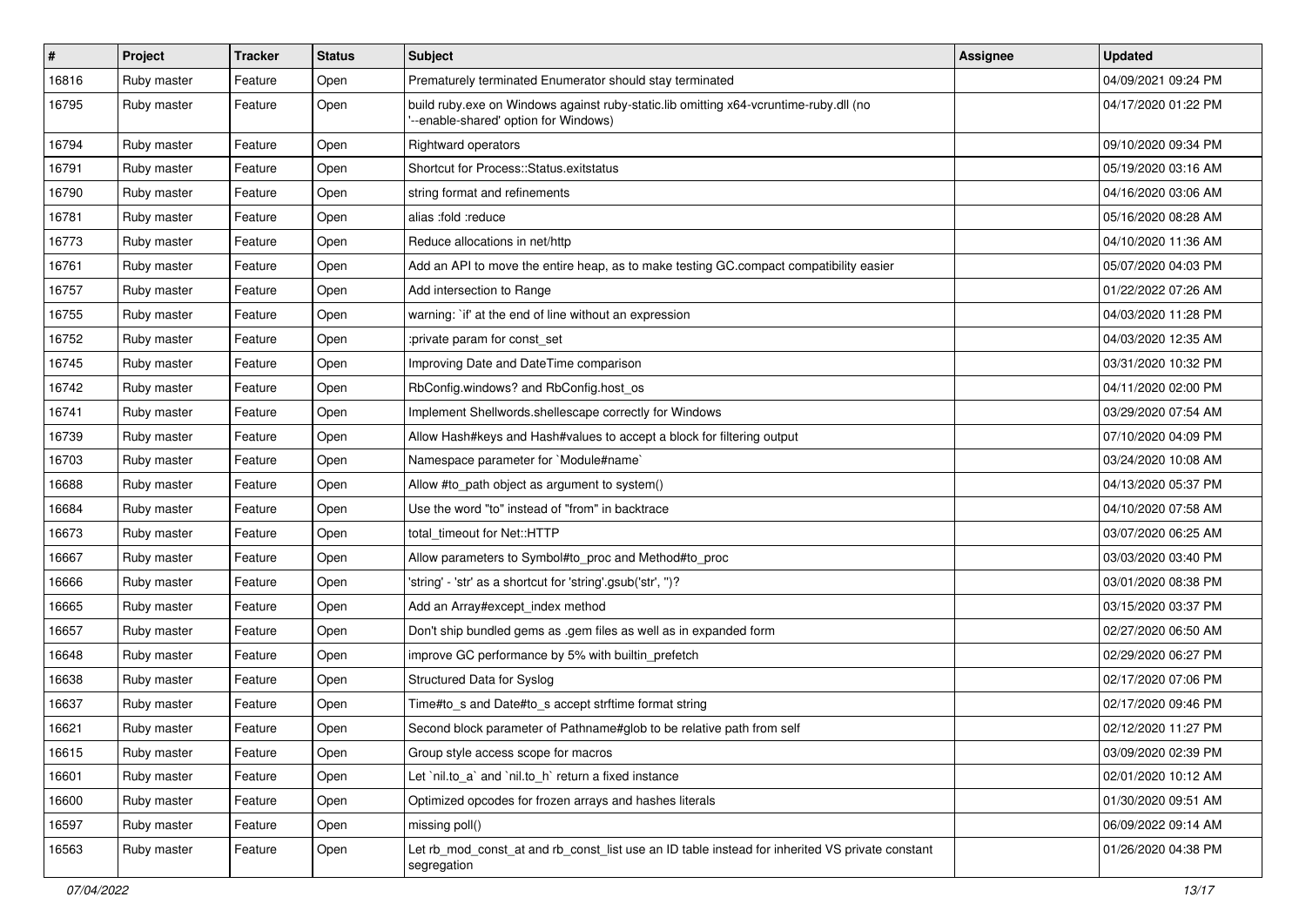| # | Project | Tracker | Status | Subject | Assignee | Updated |
|---|---|---|---|---|---|---|
| 16816 | Ruby master | Feature | Open | Prematurely terminated Enumerator should stay terminated | | 04/09/2021 09:24 PM |
| 16795 | Ruby master | Feature | Open | build ruby.exe on Windows against ruby-static.lib omitting x64-vcruntime-ruby.dll (no '--enable-shared' option for Windows) | | 04/17/2020 01:22 PM |
| 16794 | Ruby master | Feature | Open | Rightward operators | | 09/10/2020 09:34 PM |
| 16791 | Ruby master | Feature | Open | Shortcut for Process::Status.exitstatus | | 05/19/2020 03:16 AM |
| 16790 | Ruby master | Feature | Open | string format and refinements | | 04/16/2020 03:06 AM |
| 16781 | Ruby master | Feature | Open | alias :fold :reduce | | 05/16/2020 08:28 AM |
| 16773 | Ruby master | Feature | Open | Reduce allocations in net/http | | 04/10/2020 11:36 AM |
| 16761 | Ruby master | Feature | Open | Add an API to move the entire heap, as to make testing GC.compact compatibility easier | | 05/07/2020 04:03 PM |
| 16757 | Ruby master | Feature | Open | Add intersection to Range | | 01/22/2022 07:26 AM |
| 16755 | Ruby master | Feature | Open | warning: `if' at the end of line without an expression | | 04/03/2020 11:28 PM |
| 16752 | Ruby master | Feature | Open | :private param for const_set | | 04/03/2020 12:35 AM |
| 16745 | Ruby master | Feature | Open | Improving Date and DateTime comparison | | 03/31/2020 10:32 PM |
| 16742 | Ruby master | Feature | Open | RbConfig.windows? and RbConfig.host_os | | 04/11/2020 02:00 PM |
| 16741 | Ruby master | Feature | Open | Implement Shellwords.shellescape correctly for Windows | | 03/29/2020 07:54 AM |
| 16739 | Ruby master | Feature | Open | Allow Hash#keys and Hash#values to accept a block for filtering output | | 07/10/2020 04:09 PM |
| 16703 | Ruby master | Feature | Open | Namespace parameter for `Module#name` | | 03/24/2020 10:08 AM |
| 16688 | Ruby master | Feature | Open | Allow #to_path object as argument to system() | | 04/13/2020 05:37 PM |
| 16684 | Ruby master | Feature | Open | Use the word "to" instead of "from" in backtrace | | 04/10/2020 07:58 AM |
| 16673 | Ruby master | Feature | Open | total_timeout for Net::HTTP | | 03/07/2020 06:25 AM |
| 16667 | Ruby master | Feature | Open | Allow parameters to Symbol#to_proc and Method#to_proc | | 03/03/2020 03:40 PM |
| 16666 | Ruby master | Feature | Open | 'string' - 'str' as a shortcut for 'string'.gsub('str', '')? | | 03/01/2020 08:38 PM |
| 16665 | Ruby master | Feature | Open | Add an Array#except_index method | | 03/15/2020 03:37 PM |
| 16657 | Ruby master | Feature | Open | Don't ship bundled gems as .gem files as well as in expanded form | | 02/27/2020 06:50 AM |
| 16648 | Ruby master | Feature | Open | improve GC performance by 5% with builtin_prefetch | | 02/29/2020 06:27 PM |
| 16638 | Ruby master | Feature | Open | Structured Data for Syslog | | 02/17/2020 07:06 PM |
| 16637 | Ruby master | Feature | Open | Time#to_s and Date#to_s accept strftime format string | | 02/17/2020 09:46 PM |
| 16621 | Ruby master | Feature | Open | Second block parameter of Pathname#glob to be relative path from self | | 02/12/2020 11:27 PM |
| 16615 | Ruby master | Feature | Open | Group style access scope for macros | | 03/09/2020 02:39 PM |
| 16601 | Ruby master | Feature | Open | Let `nil.to_a` and `nil.to_h` return a fixed instance | | 02/01/2020 10:12 AM |
| 16600 | Ruby master | Feature | Open | Optimized opcodes for frozen arrays and hashes literals | | 01/30/2020 09:51 AM |
| 16597 | Ruby master | Feature | Open | missing poll() | | 06/09/2022 09:14 AM |
| 16563 | Ruby master | Feature | Open | Let rb_mod_const_at and rb_const_list use an ID table instead for inherited VS private constant segregation | | 01/26/2020 04:38 PM |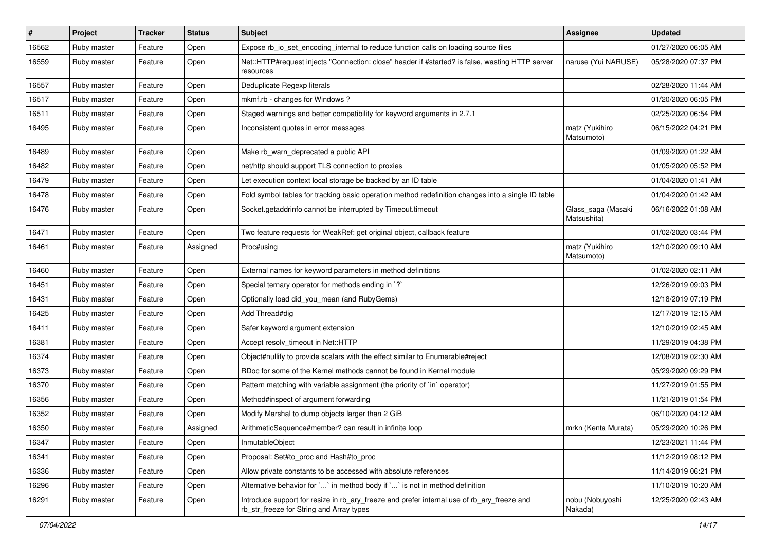| # | Project | Tracker | Status | Subject | Assignee | Updated |
|---|---|---|---|---|---|---|
| 16562 | Ruby master | Feature | Open | Expose rb_io_set_encoding_internal to reduce function calls on loading source files | | 01/27/2020 06:05 AM |
| 16559 | Ruby master | Feature | Open | Net::HTTP#request injects "Connection: close" header if #started? is false, wasting HTTP server resources | naruse (Yui NARUSE) | 05/28/2020 07:37 PM |
| 16557 | Ruby master | Feature | Open | Deduplicate Regexp literals | | 02/28/2020 11:44 AM |
| 16517 | Ruby master | Feature | Open | mkmf.rb - changes for Windows ? | | 01/20/2020 06:05 PM |
| 16511 | Ruby master | Feature | Open | Staged warnings and better compatibility for keyword arguments in 2.7.1 | | 02/25/2020 06:54 PM |
| 16495 | Ruby master | Feature | Open | Inconsistent quotes in error messages | matz (Yukihiro Matsumoto) | 06/15/2022 04:21 PM |
| 16489 | Ruby master | Feature | Open | Make rb_warn_deprecated a public API | | 01/09/2020 01:22 AM |
| 16482 | Ruby master | Feature | Open | net/http should support TLS connection to proxies | | 01/05/2020 05:52 PM |
| 16479 | Ruby master | Feature | Open | Let execution context local storage be backed by an ID table | | 01/04/2020 01:41 AM |
| 16478 | Ruby master | Feature | Open | Fold symbol tables for tracking basic operation method redefinition changes into a single ID table | | 01/04/2020 01:42 AM |
| 16476 | Ruby master | Feature | Open | Socket.getaddrinfo cannot be interrupted by Timeout.timeout | Glass_saga (Masaki Matsushita) | 06/16/2022 01:08 AM |
| 16471 | Ruby master | Feature | Open | Two feature requests for WeakRef: get original object, callback feature | | 01/02/2020 03:44 PM |
| 16461 | Ruby master | Feature | Assigned | Proc#using | matz (Yukihiro Matsumoto) | 12/10/2020 09:10 AM |
| 16460 | Ruby master | Feature | Open | External names for keyword parameters in method definitions | | 01/02/2020 02:11 AM |
| 16451 | Ruby master | Feature | Open | Special ternary operator for methods ending in `?` | | 12/26/2019 09:03 PM |
| 16431 | Ruby master | Feature | Open | Optionally load did_you_mean (and RubyGems) | | 12/18/2019 07:19 PM |
| 16425 | Ruby master | Feature | Open | Add Thread#dig | | 12/17/2019 12:15 AM |
| 16411 | Ruby master | Feature | Open | Safer keyword argument extension | | 12/10/2019 02:45 AM |
| 16381 | Ruby master | Feature | Open | Accept resolv_timeout in Net::HTTP | | 11/29/2019 04:38 PM |
| 16374 | Ruby master | Feature | Open | Object#nullify to provide scalars with the effect similar to Enumerable#reject | | 12/08/2019 02:30 AM |
| 16373 | Ruby master | Feature | Open | RDoc for some of the Kernel methods cannot be found in Kernel module | | 05/29/2020 09:29 PM |
| 16370 | Ruby master | Feature | Open | Pattern matching with variable assignment (the priority of `in` operator) | | 11/27/2019 01:55 PM |
| 16356 | Ruby master | Feature | Open | Method#inspect of argument forwarding | | 11/21/2019 01:54 PM |
| 16352 | Ruby master | Feature | Open | Modify Marshal to dump objects larger than 2 GiB | | 06/10/2020 04:12 AM |
| 16350 | Ruby master | Feature | Assigned | ArithmeticSequence#member? can result in infinite loop | mrkn (Kenta Murata) | 05/29/2020 10:26 PM |
| 16347 | Ruby master | Feature | Open | InmutableObject | | 12/23/2021 11:44 PM |
| 16341 | Ruby master | Feature | Open | Proposal: Set#to_proc and Hash#to_proc | | 11/12/2019 08:12 PM |
| 16336 | Ruby master | Feature | Open | Allow private constants to be accessed with absolute references | | 11/14/2019 06:21 PM |
| 16296 | Ruby master | Feature | Open | Alternative behavior for `...` in method body if `...` is not in method definition | | 11/10/2019 10:20 AM |
| 16291 | Ruby master | Feature | Open | Introduce support for resize in rb_ary_freeze and prefer internal use of rb_ary_freeze and rb_str_freeze for String and Array types | nobu (Nobuyoshi Nakada) | 12/25/2020 02:43 AM |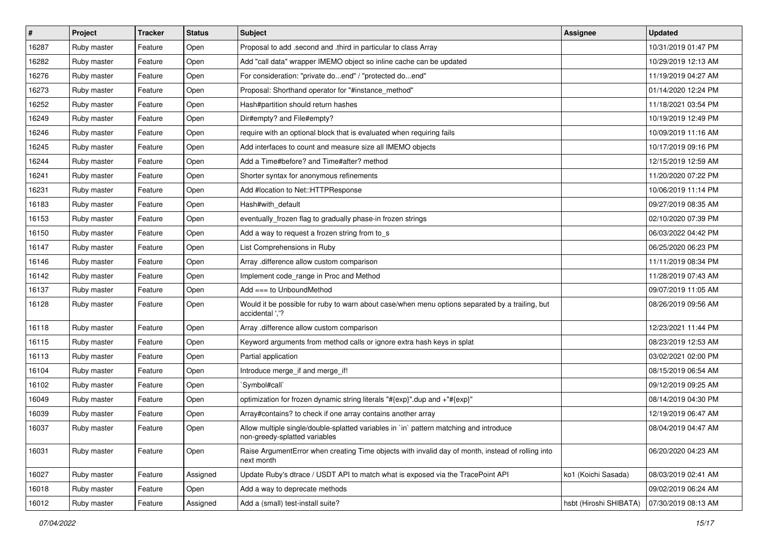| # | Project | Tracker | Status | Subject | Assignee | Updated |
|---|---|---|---|---|---|---|
| 16287 | Ruby master | Feature | Open | Proposal to add .second and .third in particular to class Array | | 10/31/2019 01:47 PM |
| 16282 | Ruby master | Feature | Open | Add "call data" wrapper IMEMO object so inline cache can be updated | | 10/29/2019 12:13 AM |
| 16276 | Ruby master | Feature | Open | For consideration: "private do...end" / "protected do...end" | | 11/19/2019 04:27 AM |
| 16273 | Ruby master | Feature | Open | Proposal: Shorthand operator for "#instance_method" | | 01/14/2020 12:24 PM |
| 16252 | Ruby master | Feature | Open | Hash#partition should return hashes | | 11/18/2021 03:54 PM |
| 16249 | Ruby master | Feature | Open | Dir#empty? and File#empty? | | 10/19/2019 12:49 PM |
| 16246 | Ruby master | Feature | Open | require with an optional block that is evaluated when requiring fails | | 10/09/2019 11:16 AM |
| 16245 | Ruby master | Feature | Open | Add interfaces to count and measure size all IMEMO objects | | 10/17/2019 09:16 PM |
| 16244 | Ruby master | Feature | Open | Add a Time#before? and Time#after? method | | 12/15/2019 12:59 AM |
| 16241 | Ruby master | Feature | Open | Shorter syntax for anonymous refinements | | 11/20/2020 07:22 PM |
| 16231 | Ruby master | Feature | Open | Add #location to Net::HTTPResponse | | 10/06/2019 11:14 PM |
| 16183 | Ruby master | Feature | Open | Hash#with_default | | 09/27/2019 08:35 AM |
| 16153 | Ruby master | Feature | Open | eventually_frozen flag to gradually phase-in frozen strings | | 02/10/2020 07:39 PM |
| 16150 | Ruby master | Feature | Open | Add a way to request a frozen string from to_s | | 06/03/2022 04:42 PM |
| 16147 | Ruby master | Feature | Open | List Comprehensions in Ruby | | 06/25/2020 06:23 PM |
| 16146 | Ruby master | Feature | Open | Array .difference allow custom comparison | | 11/11/2019 08:34 PM |
| 16142 | Ruby master | Feature | Open | Implement code_range in Proc and Method | | 11/28/2019 07:43 AM |
| 16137 | Ruby master | Feature | Open | Add === to UnboundMethod | | 09/07/2019 11:05 AM |
| 16128 | Ruby master | Feature | Open | Would it be possible for ruby to warn about case/when menu options separated by a trailing, but accidental ','? | | 08/26/2019 09:56 AM |
| 16118 | Ruby master | Feature | Open | Array .difference allow custom comparison | | 12/23/2021 11:44 PM |
| 16115 | Ruby master | Feature | Open | Keyword arguments from method calls or ignore extra hash keys in splat | | 08/23/2019 12:53 AM |
| 16113 | Ruby master | Feature | Open | Partial application | | 03/02/2021 02:00 PM |
| 16104 | Ruby master | Feature | Open | Introduce merge_if and merge_if! | | 08/15/2019 06:54 AM |
| 16102 | Ruby master | Feature | Open | `Symbol#call` | | 09/12/2019 09:25 AM |
| 16049 | Ruby master | Feature | Open | optimization for frozen dynamic string literals "#{exp}".dup and +"#{exp}" | | 08/14/2019 04:30 PM |
| 16039 | Ruby master | Feature | Open | Array#contains? to check if one array contains another array | | 12/19/2019 06:47 AM |
| 16037 | Ruby master | Feature | Open | Allow multiple single/double-splatted variables in `in` pattern matching and introduce non-greedy-splatted variables | | 08/04/2019 04:47 AM |
| 16031 | Ruby master | Feature | Open | Raise ArgumentError when creating Time objects with invalid day of month, instead of rolling into next month | | 06/20/2020 04:23 AM |
| 16027 | Ruby master | Feature | Assigned | Update Ruby's dtrace / USDT API to match what is exposed via the TracePoint API | ko1 (Koichi Sasada) | 08/03/2019 02:41 AM |
| 16018 | Ruby master | Feature | Open | Add a way to deprecate methods | | 09/02/2019 06:24 AM |
| 16012 | Ruby master | Feature | Assigned | Add a (small) test-install suite? | hsbt (Hiroshi SHIBATA) | 07/30/2019 08:13 AM |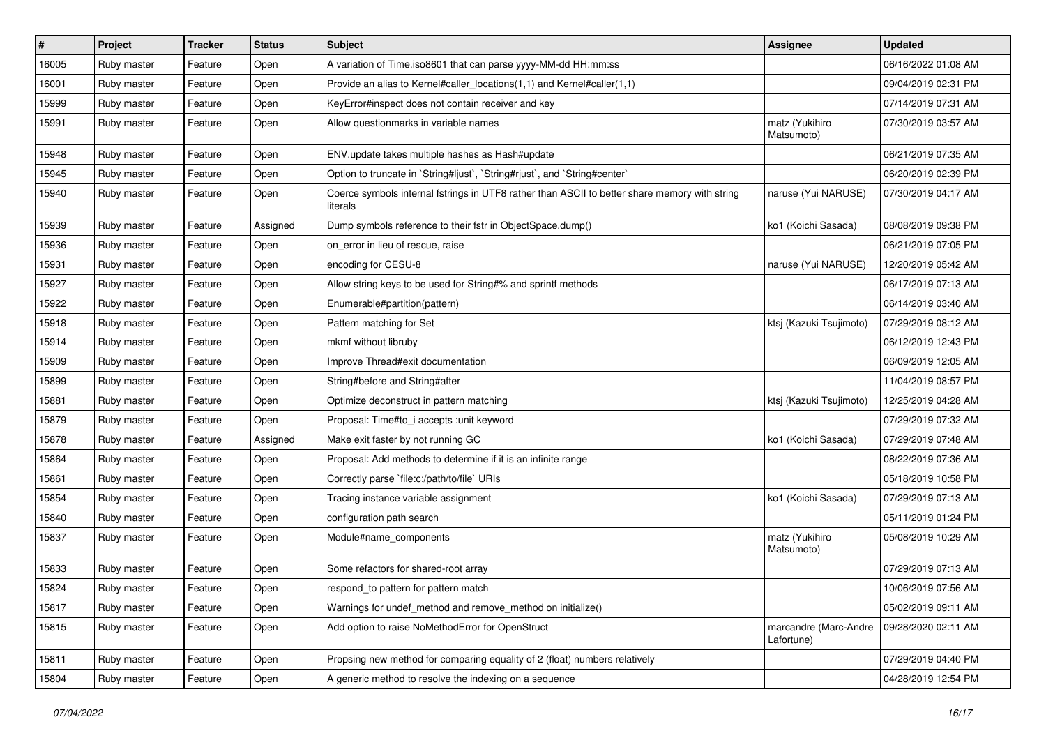| # | Project | Tracker | Status | Subject | Assignee | Updated |
|---|---|---|---|---|---|---|
| 16005 | Ruby master | Feature | Open | A variation of Time.iso8601 that can parse yyyy-MM-dd HH:mm:ss | | 06/16/2022 01:08 AM |
| 16001 | Ruby master | Feature | Open | Provide an alias to Kernel#caller_locations(1,1) and Kernel#caller(1,1) | | 09/04/2019 02:31 PM |
| 15999 | Ruby master | Feature | Open | KeyError#inspect does not contain receiver and key | | 07/14/2019 07:31 AM |
| 15991 | Ruby master | Feature | Open | Allow questionmarks in variable names | matz (Yukihiro Matsumoto) | 07/30/2019 03:57 AM |
| 15948 | Ruby master | Feature | Open | ENV.update takes multiple hashes as Hash#update | | 06/21/2019 07:35 AM |
| 15945 | Ruby master | Feature | Open | Option to truncate in `String#ljust`, `String#rjust`, and `String#center` | | 06/20/2019 02:39 PM |
| 15940 | Ruby master | Feature | Open | Coerce symbols internal fstrings in UTF8 rather than ASCII to better share memory with string literals | naruse (Yui NARUSE) | 07/30/2019 04:17 AM |
| 15939 | Ruby master | Feature | Assigned | Dump symbols reference to their fstr in ObjectSpace.dump() | ko1 (Koichi Sasada) | 08/08/2019 09:38 PM |
| 15936 | Ruby master | Feature | Open | on_error in lieu of rescue, raise | | 06/21/2019 07:05 PM |
| 15931 | Ruby master | Feature | Open | encoding for CESU-8 | naruse (Yui NARUSE) | 12/20/2019 05:42 AM |
| 15927 | Ruby master | Feature | Open | Allow string keys to be used for String#% and sprintf methods | | 06/17/2019 07:13 AM |
| 15922 | Ruby master | Feature | Open | Enumerable#partition(pattern) | | 06/14/2019 03:40 AM |
| 15918 | Ruby master | Feature | Open | Pattern matching for Set | ktsj (Kazuki Tsujimoto) | 07/29/2019 08:12 AM |
| 15914 | Ruby master | Feature | Open | mkmf without libruby | | 06/12/2019 12:43 PM |
| 15909 | Ruby master | Feature | Open | Improve Thread#exit documentation | | 06/09/2019 12:05 AM |
| 15899 | Ruby master | Feature | Open | String#before and String#after | | 11/04/2019 08:57 PM |
| 15881 | Ruby master | Feature | Open | Optimize deconstruct in pattern matching | ktsj (Kazuki Tsujimoto) | 12/25/2019 04:28 AM |
| 15879 | Ruby master | Feature | Open | Proposal: Time#to_i accepts :unit keyword | | 07/29/2019 07:32 AM |
| 15878 | Ruby master | Feature | Assigned | Make exit faster by not running GC | ko1 (Koichi Sasada) | 07/29/2019 07:48 AM |
| 15864 | Ruby master | Feature | Open | Proposal: Add methods to determine if it is an infinite range | | 08/22/2019 07:36 AM |
| 15861 | Ruby master | Feature | Open | Correctly parse `file:c:/path/to/file` URIs | | 05/18/2019 10:58 PM |
| 15854 | Ruby master | Feature | Open | Tracing instance variable assignment | ko1 (Koichi Sasada) | 07/29/2019 07:13 AM |
| 15840 | Ruby master | Feature | Open | configuration path search | | 05/11/2019 01:24 PM |
| 15837 | Ruby master | Feature | Open | Module#name_components | matz (Yukihiro Matsumoto) | 05/08/2019 10:29 AM |
| 15833 | Ruby master | Feature | Open | Some refactors for shared-root array | | 07/29/2019 07:13 AM |
| 15824 | Ruby master | Feature | Open | respond_to pattern for pattern match | | 10/06/2019 07:56 AM |
| 15817 | Ruby master | Feature | Open | Warnings for undef_method and remove_method on initialize() | | 05/02/2019 09:11 AM |
| 15815 | Ruby master | Feature | Open | Add option to raise NoMethodError for OpenStruct | marcandre (Marc-Andre Lafortune) | 09/28/2020 02:11 AM |
| 15811 | Ruby master | Feature | Open | Propsing new method for comparing equality of 2 (float) numbers relatively | | 07/29/2019 04:40 PM |
| 15804 | Ruby master | Feature | Open | A generic method to resolve the indexing on a sequence | | 04/28/2019 12:54 PM |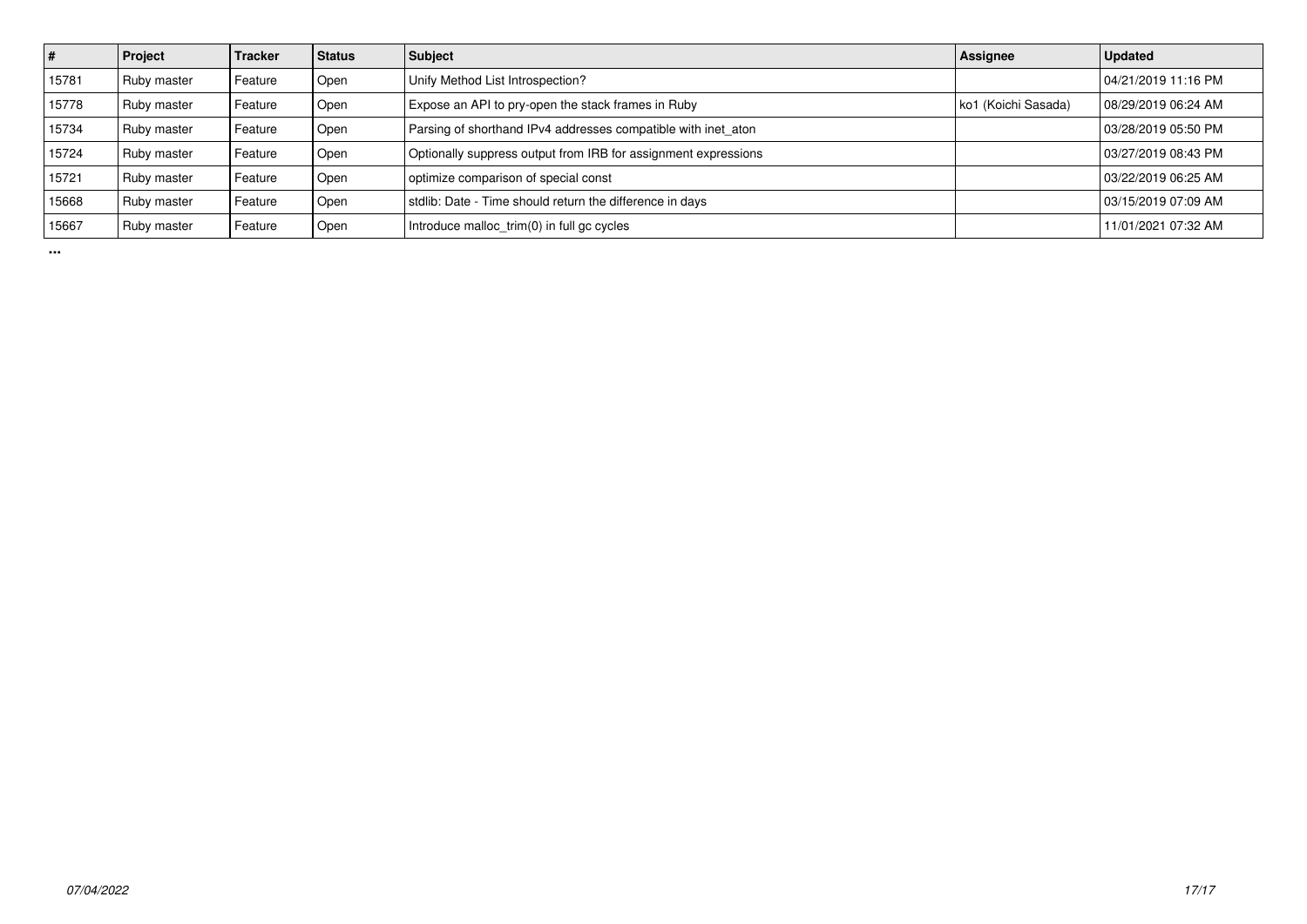| # | Project | Tracker | Status | Subject | Assignee | Updated |
| --- | --- | --- | --- | --- | --- | --- |
| 15781 | Ruby master | Feature | Open | Unify Method List Introspection? | | 04/21/2019 11:16 PM |
| 15778 | Ruby master | Feature | Open | Expose an API to pry-open the stack frames in Ruby | ko1 (Koichi Sasada) | 08/29/2019 06:24 AM |
| 15734 | Ruby master | Feature | Open | Parsing of shorthand IPv4 addresses compatible with inet_aton | | 03/28/2019 05:50 PM |
| 15724 | Ruby master | Feature | Open | Optionally suppress output from IRB for assignment expressions | | 03/27/2019 08:43 PM |
| 15721 | Ruby master | Feature | Open | optimize comparison of special const | | 03/22/2019 06:25 AM |
| 15668 | Ruby master | Feature | Open | stdlib: Date - Time should return the difference in days | | 03/15/2019 07:09 AM |
| 15667 | Ruby master | Feature | Open | Introduce malloc_trim(0) in full gc cycles | | 11/01/2021 07:32 AM |

...